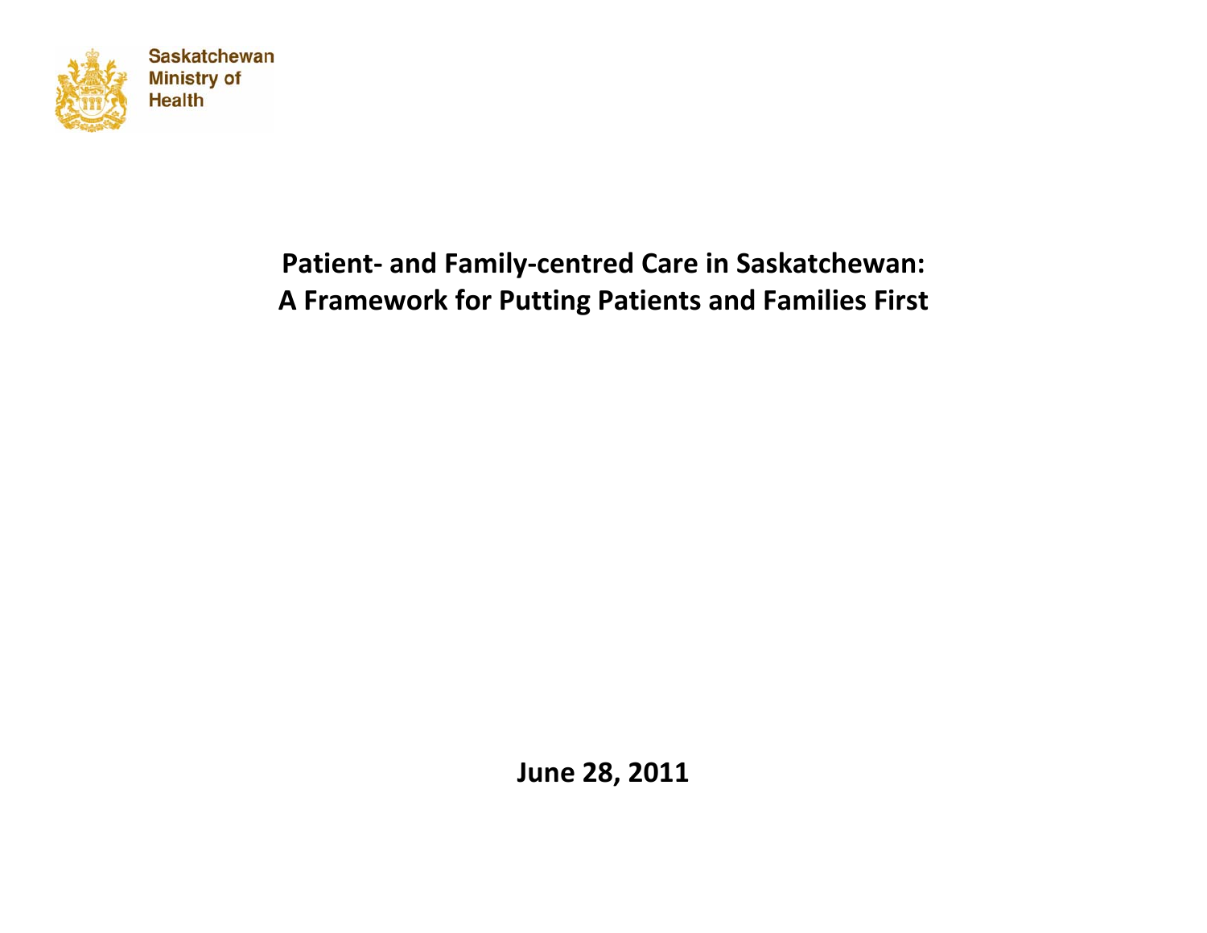Saskatchewan Ministry of Health

# Patient- and Family-centred Care in Saskatchewan: A Framework for Putting Patients and Families First

**June 28, 2011**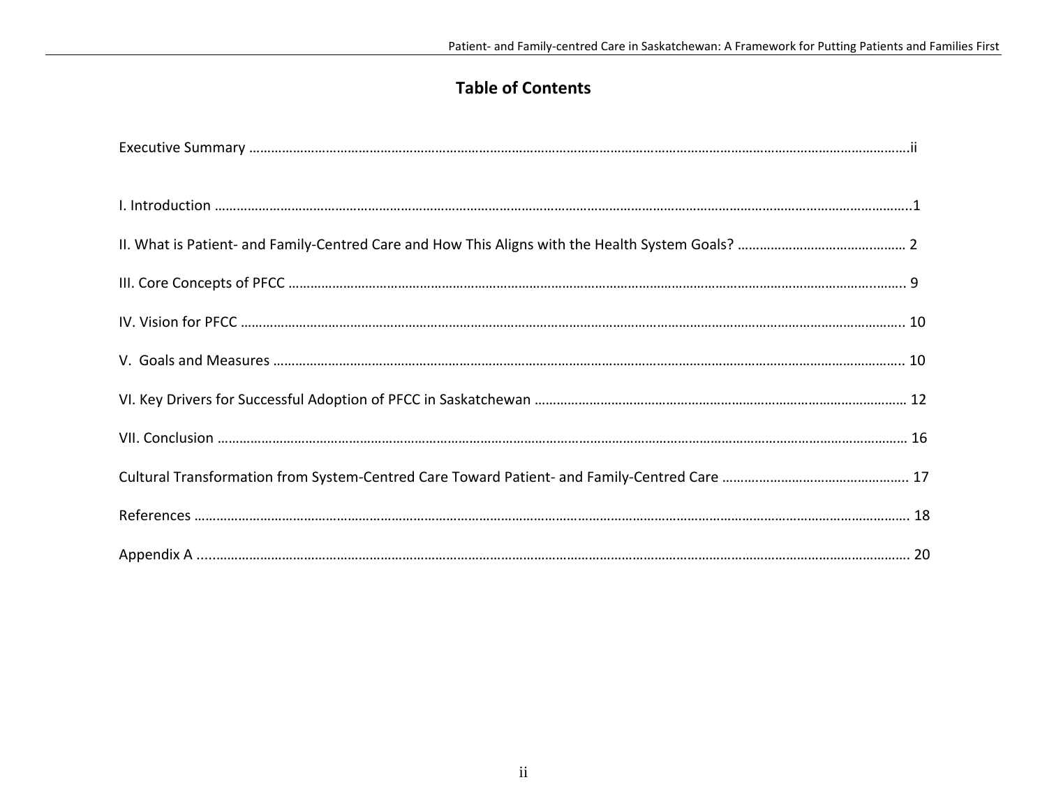# Table of Contents

Executive Summary ........................................................................................................ii

I. Introduction ........................................................................................................1

II. What is Patient- and Family-Centred Care and How This Aligns with the Health System Goals? ........................................ 2

III. Core Concepts of PFCC ........................................................................................................ 9

IV. Vision for PFCC ........................................................................................................ 10

V. Goals and Measures ........................................................................................................ 10

VI. Key Drivers for Successful Adoption of PFCC in Saskatchewan ........................................................................................ 12

VII. Conclusion ........................................................................................................ 16

Cultural Transformation from System-Centred Care Toward Patient- and Family-Centred Care ........................................ 17

References ........................................................................................................ 18

Appendix A ........................................................................................................ 20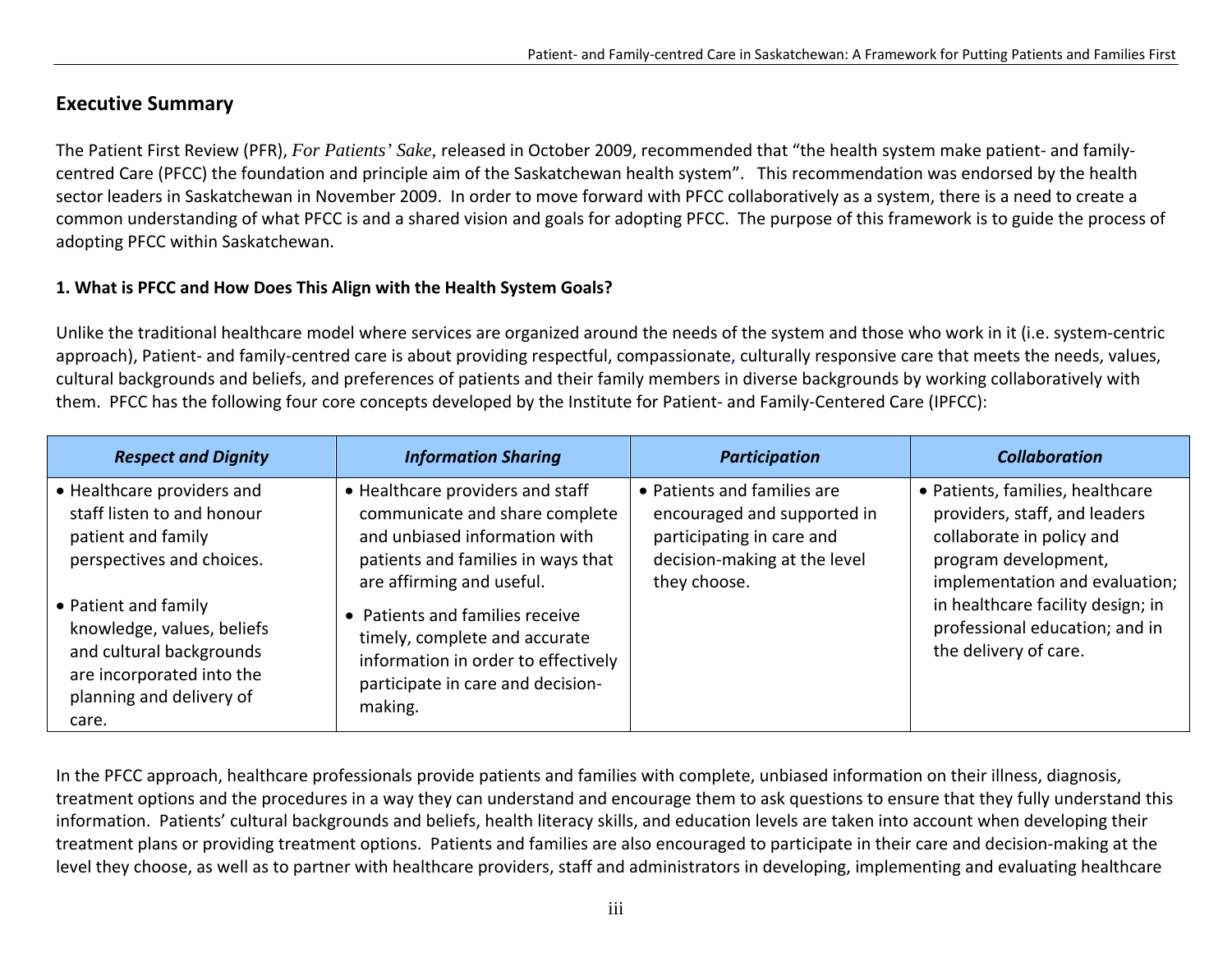## Executive Summary

The Patient First Review (PFR), *For Patients' Sake*, released in October 2009, recommended that "the health system make patient- and family-centred Care (PFCC) the foundation and principle aim of the Saskatchewan health system". This recommendation was endorsed by the health sector leaders in Saskatchewan in November 2009. In order to move forward with PFCC collaboratively as a system, there is a need to create a common understanding of what PFCC is and a shared vision and goals for adopting PFCC. The purpose of this framework is to guide the process of adopting PFCC within Saskatchewan.

### 1. What is PFCC and How Does This Align with the Health System Goals?

Unlike the traditional healthcare model where services are organized around the needs of the system and those who work in it (i.e. system-centric approach), Patient- and family-centred care is about providing respectful, compassionate, culturally responsive care that meets the needs, values, cultural backgrounds and beliefs, and preferences of patients and their family members in diverse backgrounds by working collaboratively with them. PFCC has the following four core concepts developed by the Institute for Patient- and Family-Centered Care (IPFCC):

| *Respect and Dignity* | *Information Sharing* | *Participation* | *Collaboration* |
|---|---|---|---|
| • Healthcare providers and staff listen to and honour patient and family perspectives and choices.<br>• Patient and family knowledge, values, beliefs and cultural backgrounds are incorporated into the planning and delivery of care. | • Healthcare providers and staff communicate and share complete and unbiased information with patients and families in ways that are affirming and useful.<br>• Patients and families receive timely, complete and accurate information in order to effectively participate in care and decision-making. | • Patients and families are encouraged and supported in participating in care and decision-making at the level they choose. | • Patients, families, healthcare providers, staff, and leaders collaborate in policy and program development, implementation and evaluation; in healthcare facility design; in professional education; and in the delivery of care. |

In the PFCC approach, healthcare professionals provide patients and families with complete, unbiased information on their illness, diagnosis, treatment options and the procedures in a way they can understand and encourage them to ask questions to ensure that they fully understand this information. Patients' cultural backgrounds and beliefs, health literacy skills, and education levels are taken into account when developing their treatment plans or providing treatment options. Patients and families are also encouraged to participate in their care and decision-making at the level they choose, as well as to partner with healthcare providers, staff and administrators in developing, implementing and evaluating healthcare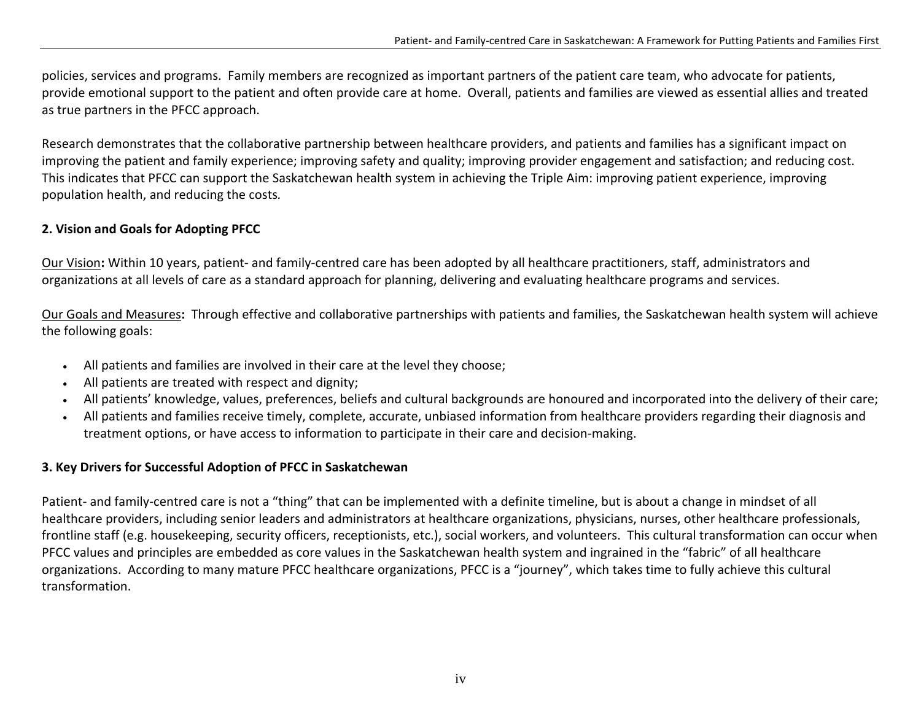policies, services and programs. Family members are recognized as important partners of the patient care team, who advocate for patients, provide emotional support to the patient and often provide care at home. Overall, patients and families are viewed as essential allies and treated as true partners in the PFCC approach.

Research demonstrates that the collaborative partnership between healthcare providers, and patients and families has a significant impact on improving the patient and family experience; improving safety and quality; improving provider engagement and satisfaction; and reducing cost. This indicates that PFCC can support the Saskatchewan health system in achieving the Triple Aim: improving patient experience, improving population health, and reducing the costs.

## 2. Vision and Goals for Adopting PFCC

Our Vision**:** Within 10 years, patient- and family-centred care has been adopted by all healthcare practitioners, staff, administrators and organizations at all levels of care as a standard approach for planning, delivering and evaluating healthcare programs and services.

Our Goals and Measures**:** Through effective and collaborative partnerships with patients and families, the Saskatchewan health system will achieve the following goals:

- All patients and families are involved in their care at the level they choose;
- All patients are treated with respect and dignity;
- All patients' knowledge, values, preferences, beliefs and cultural backgrounds are honoured and incorporated into the delivery of their care;
- All patients and families receive timely, complete, accurate, unbiased information from healthcare providers regarding their diagnosis and treatment options, or have access to information to participate in their care and decision-making.

## 3. Key Drivers for Successful Adoption of PFCC in Saskatchewan

Patient- and family-centred care is not a "thing" that can be implemented with a definite timeline, but is about a change in mindset of all healthcare providers, including senior leaders and administrators at healthcare organizations, physicians, nurses, other healthcare professionals, frontline staff (e.g. housekeeping, security officers, receptionists, etc.), social workers, and volunteers. This cultural transformation can occur when PFCC values and principles are embedded as core values in the Saskatchewan health system and ingrained in the "fabric" of all healthcare organizations. According to many mature PFCC healthcare organizations, PFCC is a "journey", which takes time to fully achieve this cultural transformation.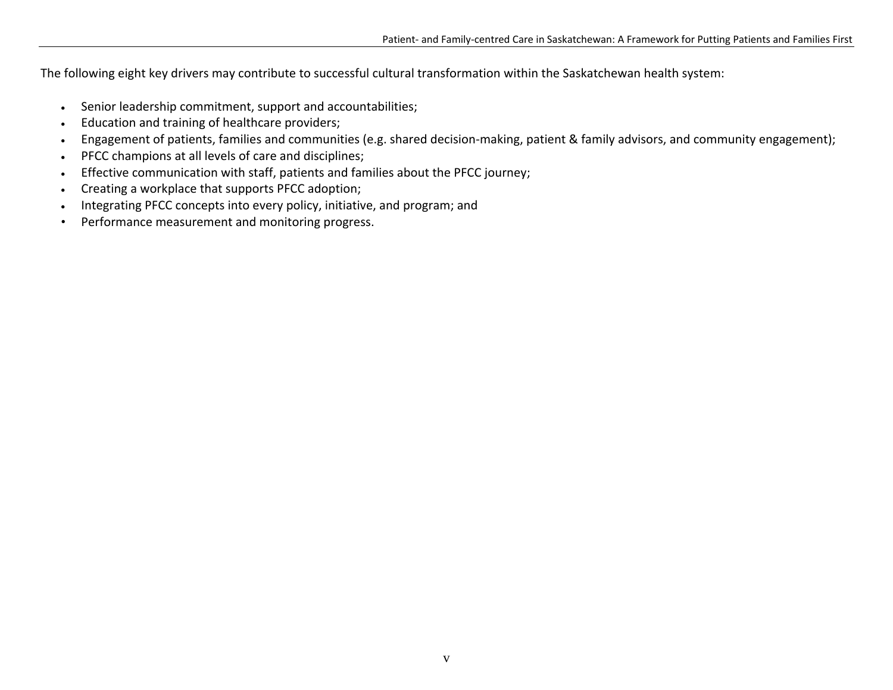The following eight key drivers may contribute to successful cultural transformation within the Saskatchewan health system:

- Senior leadership commitment, support and accountabilities;
- Education and training of healthcare providers;
- Engagement of patients, families and communities (e.g. shared decision-making, patient & family advisors, and community engagement);
- PFCC champions at all levels of care and disciplines;
- Effective communication with staff, patients and families about the PFCC journey;
- Creating a workplace that supports PFCC adoption;
- Integrating PFCC concepts into every policy, initiative, and program; and
- Performance measurement and monitoring progress.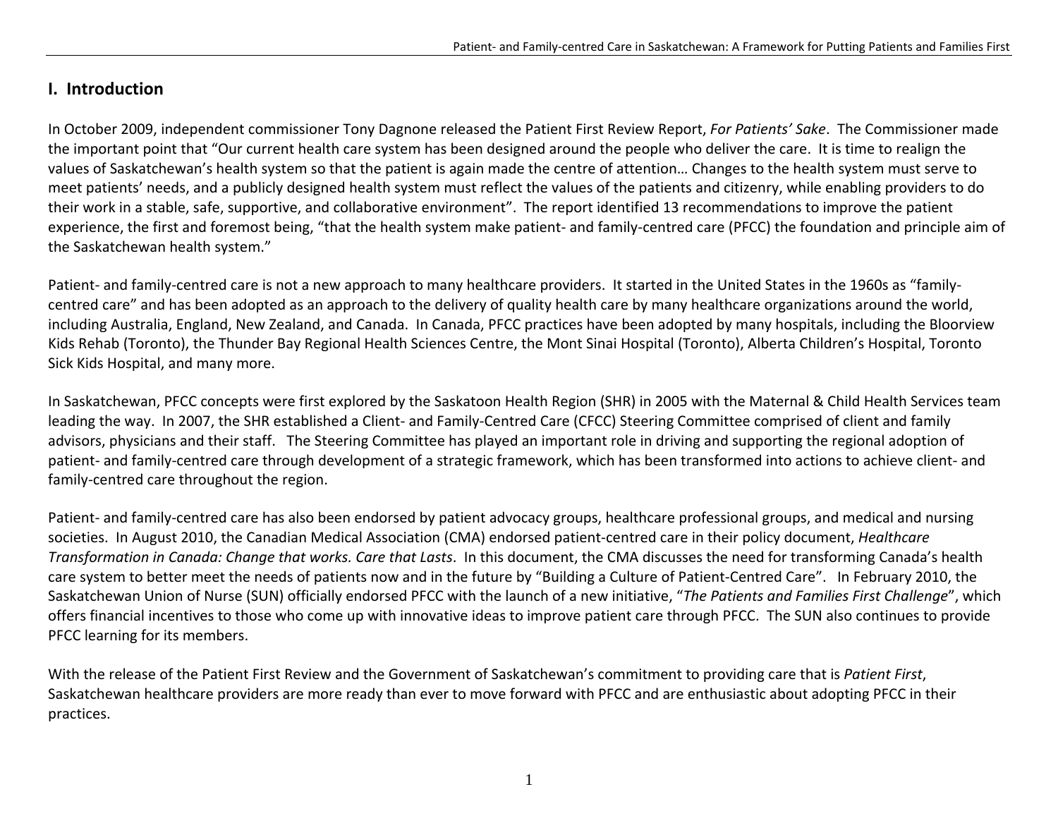## I. Introduction

In October 2009, independent commissioner Tony Dagnone released the Patient First Review Report, *For Patients' Sake*. The Commissioner made the important point that "Our current health care system has been designed around the people who deliver the care. It is time to realign the values of Saskatchewan's health system so that the patient is again made the centre of attention… Changes to the health system must serve to meet patients' needs, and a publicly designed health system must reflect the values of the patients and citizenry, while enabling providers to do their work in a stable, safe, supportive, and collaborative environment". The report identified 13 recommendations to improve the patient experience, the first and foremost being, "that the health system make patient- and family-centred care (PFCC) the foundation and principle aim of the Saskatchewan health system."

Patient- and family-centred care is not a new approach to many healthcare providers. It started in the United States in the 1960s as "family-centred care" and has been adopted as an approach to the delivery of quality health care by many healthcare organizations around the world, including Australia, England, New Zealand, and Canada. In Canada, PFCC practices have been adopted by many hospitals, including the Bloorview Kids Rehab (Toronto), the Thunder Bay Regional Health Sciences Centre, the Mont Sinai Hospital (Toronto), Alberta Children's Hospital, Toronto Sick Kids Hospital, and many more.

In Saskatchewan, PFCC concepts were first explored by the Saskatoon Health Region (SHR) in 2005 with the Maternal & Child Health Services team leading the way. In 2007, the SHR established a Client- and Family-Centred Care (CFCC) Steering Committee comprised of client and family advisors, physicians and their staff. The Steering Committee has played an important role in driving and supporting the regional adoption of patient- and family-centred care through development of a strategic framework, which has been transformed into actions to achieve client- and family-centred care throughout the region.

Patient- and family-centred care has also been endorsed by patient advocacy groups, healthcare professional groups, and medical and nursing societies. In August 2010, the Canadian Medical Association (CMA) endorsed patient-centred care in their policy document, *Healthcare Transformation in Canada: Change that works. Care that Lasts*. In this document, the CMA discusses the need for transforming Canada's health care system to better meet the needs of patients now and in the future by "Building a Culture of Patient-Centred Care". In February 2010, the Saskatchewan Union of Nurse (SUN) officially endorsed PFCC with the launch of a new initiative, "*The Patients and Families First Challenge*", which offers financial incentives to those who come up with innovative ideas to improve patient care through PFCC. The SUN also continues to provide PFCC learning for its members.

With the release of the Patient First Review and the Government of Saskatchewan's commitment to providing care that is *Patient First*, Saskatchewan healthcare providers are more ready than ever to move forward with PFCC and are enthusiastic about adopting PFCC in their practices.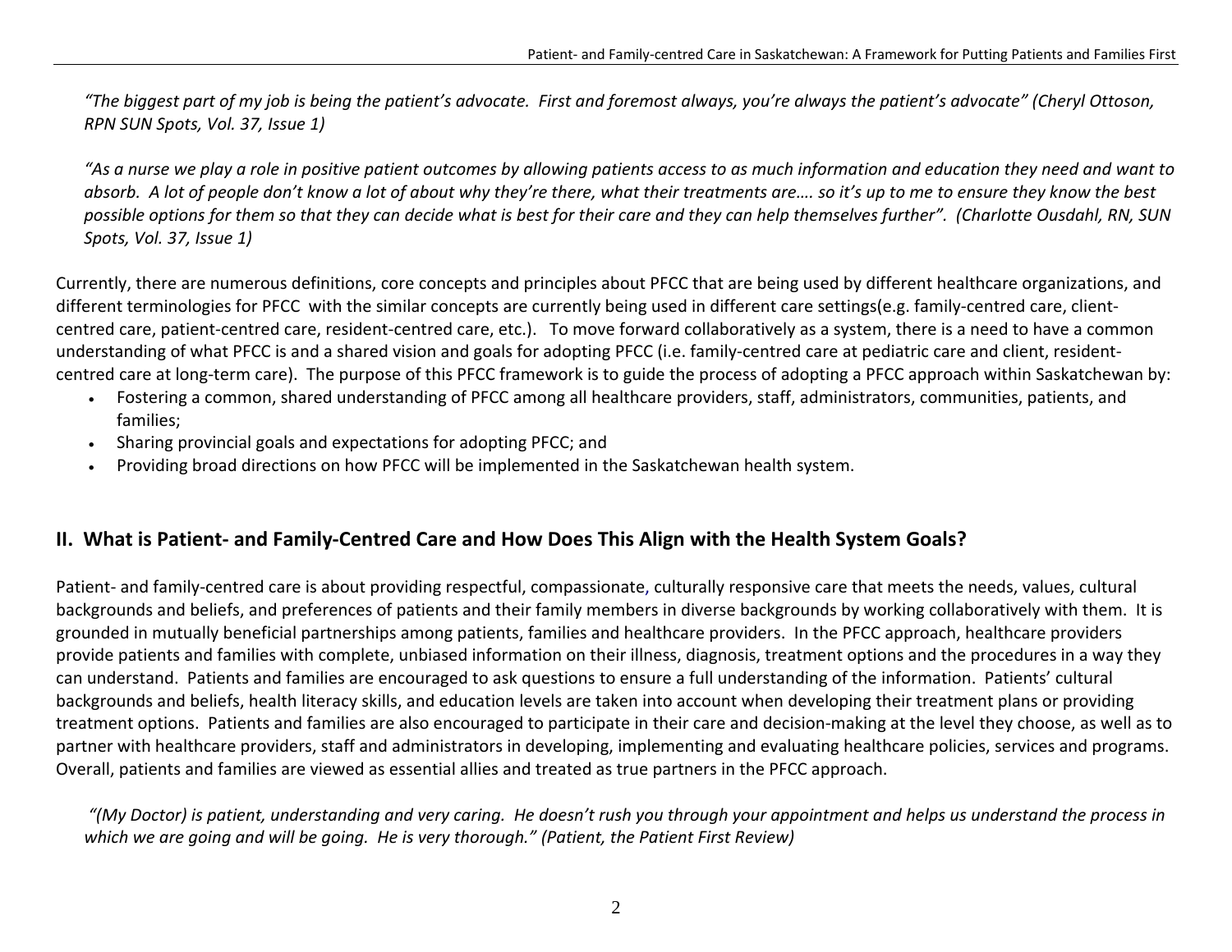*"The biggest part of my job is being the patient's advocate. First and foremost always, you're always the patient's advocate" (Cheryl Ottoson, RPN SUN Spots, Vol. 37, Issue 1)*

*"As a nurse we play a role in positive patient outcomes by allowing patients access to as much information and education they need and want to absorb. A lot of people don't know a lot of about why they're there, what their treatments are…. so it's up to me to ensure they know the best possible options for them so that they can decide what is best for their care and they can help themselves further". (Charlotte Ousdahl, RN, SUN Spots, Vol. 37, Issue 1)*

Currently, there are numerous definitions, core concepts and principles about PFCC that are being used by different healthcare organizations, and different terminologies for PFCC with the similar concepts are currently being used in different care settings(e.g. family-centred care, client-centred care, patient-centred care, resident-centred care, etc.). To move forward collaboratively as a system, there is a need to have a common understanding of what PFCC is and a shared vision and goals for adopting PFCC (i.e. family-centred care at pediatric care and client, resident-centred care at long-term care). The purpose of this PFCC framework is to guide the process of adopting a PFCC approach within Saskatchewan by:

- Fostering a common, shared understanding of PFCC among all healthcare providers, staff, administrators, communities, patients, and families;
- Sharing provincial goals and expectations for adopting PFCC; and
- Providing broad directions on how PFCC will be implemented in the Saskatchewan health system.

## II. What is Patient- and Family-Centred Care and How Does This Align with the Health System Goals?

Patient- and family-centred care is about providing respectful, compassionate, culturally responsive care that meets the needs, values, cultural backgrounds and beliefs, and preferences of patients and their family members in diverse backgrounds by working collaboratively with them. It is grounded in mutually beneficial partnerships among patients, families and healthcare providers. In the PFCC approach, healthcare providers provide patients and families with complete, unbiased information on their illness, diagnosis, treatment options and the procedures in a way they can understand. Patients and families are encouraged to ask questions to ensure a full understanding of the information. Patients' cultural backgrounds and beliefs, health literacy skills, and education levels are taken into account when developing their treatment plans or providing treatment options. Patients and families are also encouraged to participate in their care and decision-making at the level they choose, as well as to partner with healthcare providers, staff and administrators in developing, implementing and evaluating healthcare policies, services and programs. Overall, patients and families are viewed as essential allies and treated as true partners in the PFCC approach.

*"(My Doctor) is patient, understanding and very caring. He doesn't rush you through your appointment and helps us understand the process in which we are going and will be going. He is very thorough." (Patient, the Patient First Review)*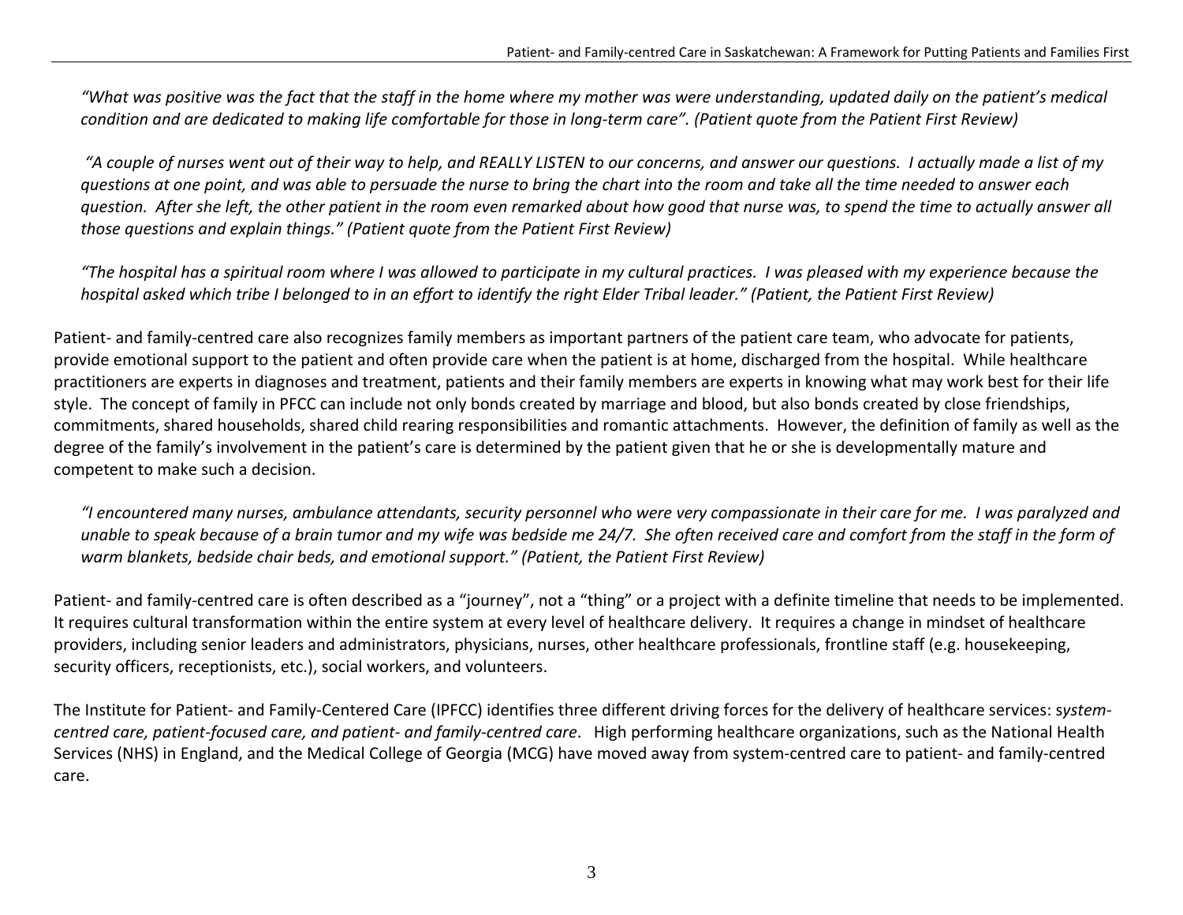*"What was positive was the fact that the staff in the home where my mother was were understanding, updated daily on the patient's medical condition and are dedicated to making life comfortable for those in long-term care". (Patient quote from the Patient First Review)*

*"A couple of nurses went out of their way to help, and REALLY LISTEN to our concerns, and answer our questions. I actually made a list of my questions at one point, and was able to persuade the nurse to bring the chart into the room and take all the time needed to answer each question. After she left, the other patient in the room even remarked about how good that nurse was, to spend the time to actually answer all those questions and explain things." (Patient quote from the Patient First Review)*

*"The hospital has a spiritual room where I was allowed to participate in my cultural practices. I was pleased with my experience because the hospital asked which tribe I belonged to in an effort to identify the right Elder Tribal leader." (Patient, the Patient First Review)*

Patient- and family-centred care also recognizes family members as important partners of the patient care team, who advocate for patients, provide emotional support to the patient and often provide care when the patient is at home, discharged from the hospital. While healthcare practitioners are experts in diagnoses and treatment, patients and their family members are experts in knowing what may work best for their life style. The concept of family in PFCC can include not only bonds created by marriage and blood, but also bonds created by close friendships, commitments, shared households, shared child rearing responsibilities and romantic attachments. However, the definition of family as well as the degree of the family's involvement in the patient's care is determined by the patient given that he or she is developmentally mature and competent to make such a decision.

*"I encountered many nurses, ambulance attendants, security personnel who were very compassionate in their care for me. I was paralyzed and unable to speak because of a brain tumor and my wife was bedside me 24/7. She often received care and comfort from the staff in the form of warm blankets, bedside chair beds, and emotional support." (Patient, the Patient First Review)*

Patient- and family-centred care is often described as a "journey", not a "thing" or a project with a definite timeline that needs to be implemented. It requires cultural transformation within the entire system at every level of healthcare delivery. It requires a change in mindset of healthcare providers, including senior leaders and administrators, physicians, nurses, other healthcare professionals, frontline staff (e.g. housekeeping, security officers, receptionists, etc.), social workers, and volunteers.

The Institute for Patient- and Family-Centered Care (IPFCC) identifies three different driving forces for the delivery of healthcare services: s*ystem-centred care, patient-focused care, and patient- and family-centred care*. High performing healthcare organizations, such as the National Health Services (NHS) in England, and the Medical College of Georgia (MCG) have moved away from system-centred care to patient- and family-centred care.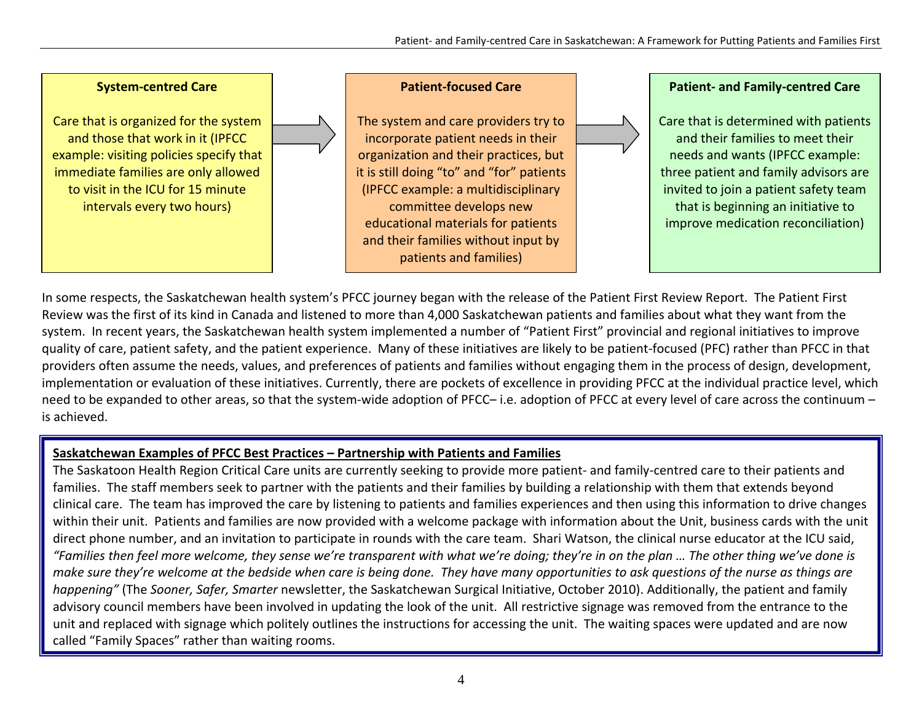**System-centred Care**

Care that is organized for the system and those that work in it (IPFCC example: visiting policies specify that immediate families are only allowed to visit in the ICU for 15 minute intervals every two hours)

→

**Patient-focused Care**

The system and care providers try to incorporate patient needs in their organization and their practices, but it is still doing "to" and "for" patients (IPFCC example: a multidisciplinary committee develops new educational materials for patients and their families without input by patients and families)

→

**Patient- and Family-centred Care**

Care that is determined with patients and their families to meet their needs and wants (IPFCC example: three patient and family advisors are invited to join a patient safety team that is beginning an initiative to improve medication reconciliation)

In some respects, the Saskatchewan health system's PFCC journey began with the release of the Patient First Review Report. The Patient First Review was the first of its kind in Canada and listened to more than 4,000 Saskatchewan patients and families about what they want from the system. In recent years, the Saskatchewan health system implemented a number of "Patient First" provincial and regional initiatives to improve quality of care, patient safety, and the patient experience. Many of these initiatives are likely to be patient-focused (PFC) rather than PFCC in that providers often assume the needs, values, and preferences of patients and families without engaging them in the process of design, development, implementation or evaluation of these initiatives. Currently, there are pockets of excellence in providing PFCC at the individual practice level, which need to be expanded to other areas, so that the system-wide adoption of PFCC– i.e. adoption of PFCC at every level of care across the continuum – is achieved.

**Saskatchewan Examples of PFCC Best Practices – Partnership with Patients and Families**

The Saskatoon Health Region Critical Care units are currently seeking to provide more patient- and family-centred care to their patients and families. The staff members seek to partner with the patients and their families by building a relationship with them that extends beyond clinical care. The team has improved the care by listening to patients and families experiences and then using this information to drive changes within their unit. Patients and families are now provided with a welcome package with information about the Unit, business cards with the unit direct phone number, and an invitation to participate in rounds with the care team. Shari Watson, the clinical nurse educator at the ICU said, *"Families then feel more welcome, they sense we're transparent with what we're doing; they're in on the plan … The other thing we've done is make sure they're welcome at the bedside when care is being done. They have many opportunities to ask questions of the nurse as things are happening"* (The *Sooner, Safer, Smarter* newsletter, the Saskatchewan Surgical Initiative, October 2010). Additionally, the patient and family advisory council members have been involved in updating the look of the unit. All restrictive signage was removed from the entrance to the unit and replaced with signage which politely outlines the instructions for accessing the unit. The waiting spaces were updated and are now called "Family Spaces" rather than waiting rooms.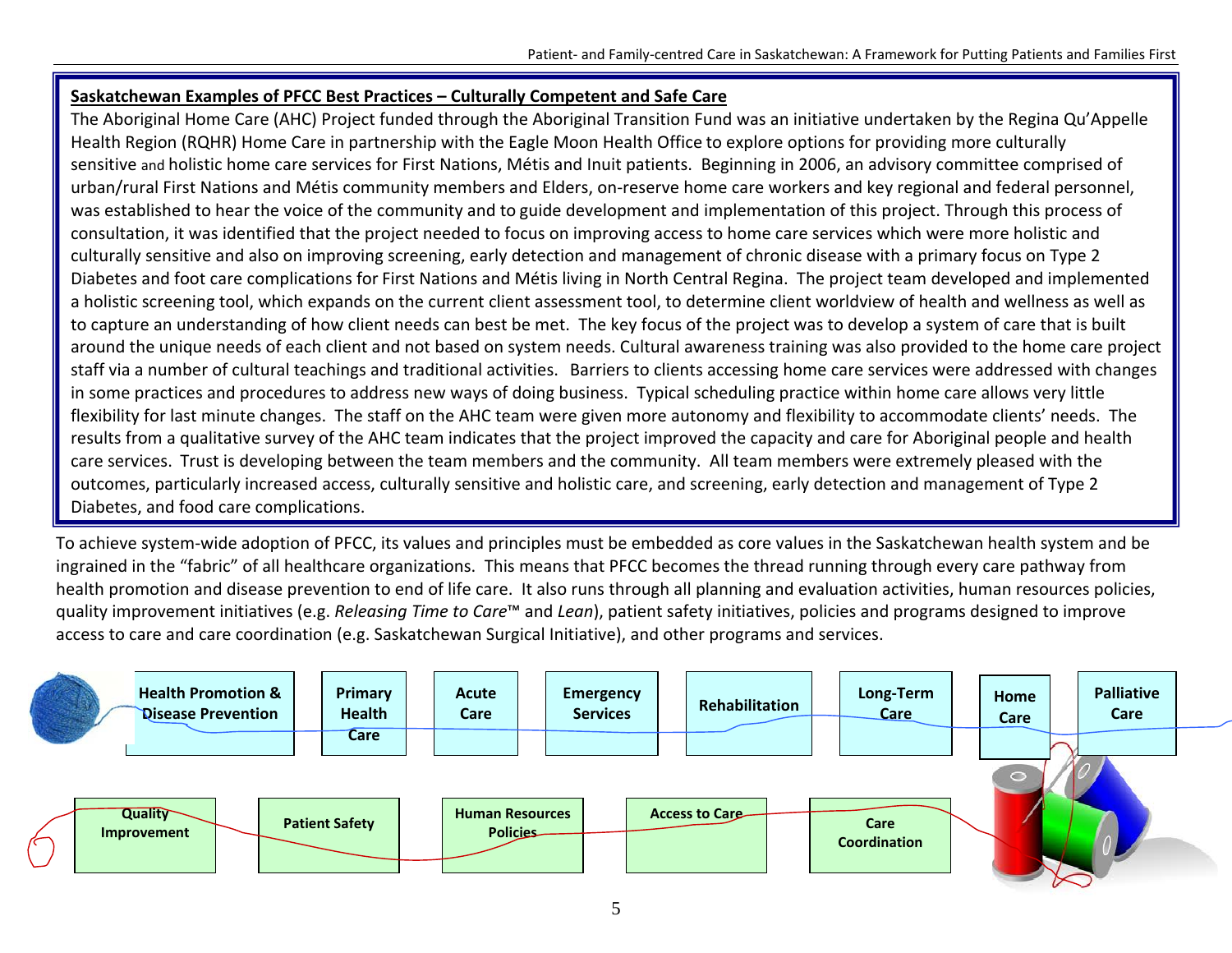**Saskatchewan Examples of PFCC Best Practices – Culturally Competent and Safe Care**

The Aboriginal Home Care (AHC) Project funded through the Aboriginal Transition Fund was an initiative undertaken by the Regina Qu'Appelle Health Region (RQHR) Home Care in partnership with the Eagle Moon Health Office to explore options for providing more culturally sensitive and holistic home care services for First Nations, Métis and Inuit patients. Beginning in 2006, an advisory committee comprised of urban/rural First Nations and Métis community members and Elders, on-reserve home care workers and key regional and federal personnel, was established to hear the voice of the community and to guide development and implementation of this project. Through this process of consultation, it was identified that the project needed to focus on improving access to home care services which were more holistic and culturally sensitive and also on improving screening, early detection and management of chronic disease with a primary focus on Type 2 Diabetes and foot care complications for First Nations and Métis living in North Central Regina. The project team developed and implemented a holistic screening tool, which expands on the current client assessment tool, to determine client worldview of health and wellness as well as to capture an understanding of how client needs can best be met. The key focus of the project was to develop a system of care that is built around the unique needs of each client and not based on system needs. Cultural awareness training was also provided to the home care project staff via a number of cultural teachings and traditional activities. Barriers to clients accessing home care services were addressed with changes in some practices and procedures to address new ways of doing business. Typical scheduling practice within home care allows very little flexibility for last minute changes. The staff on the AHC team were given more autonomy and flexibility to accommodate clients' needs. The results from a qualitative survey of the AHC team indicates that the project improved the capacity and care for Aboriginal people and health care services. Trust is developing between the team members and the community. All team members were extremely pleased with the outcomes, particularly increased access, culturally sensitive and holistic care, and screening, early detection and management of Type 2 Diabetes, and food care complications.

To achieve system-wide adoption of PFCC, its values and principles must be embedded as core values in the Saskatchewan health system and be ingrained in the "fabric" of all healthcare organizations. This means that PFCC becomes the thread running through every care pathway from health promotion and disease prevention to end of life care. It also runs through all planning and evaluation activities, human resources policies, quality improvement initiatives (e.g. *Releasing Time to Care*™ and *Lean*), patient safety initiatives, policies and programs designed to improve access to care and care coordination (e.g. Saskatchewan Surgical Initiative), and other programs and services.

Health Promotion & Disease Prevention | Primary Health Care | Acute Care | Emergency Services | Rehabilitation | Long-Term Care | Home Care | Palliative Care

Quality Improvement | Patient Safety | Human Resources Policies | Access to Care | Care Coordination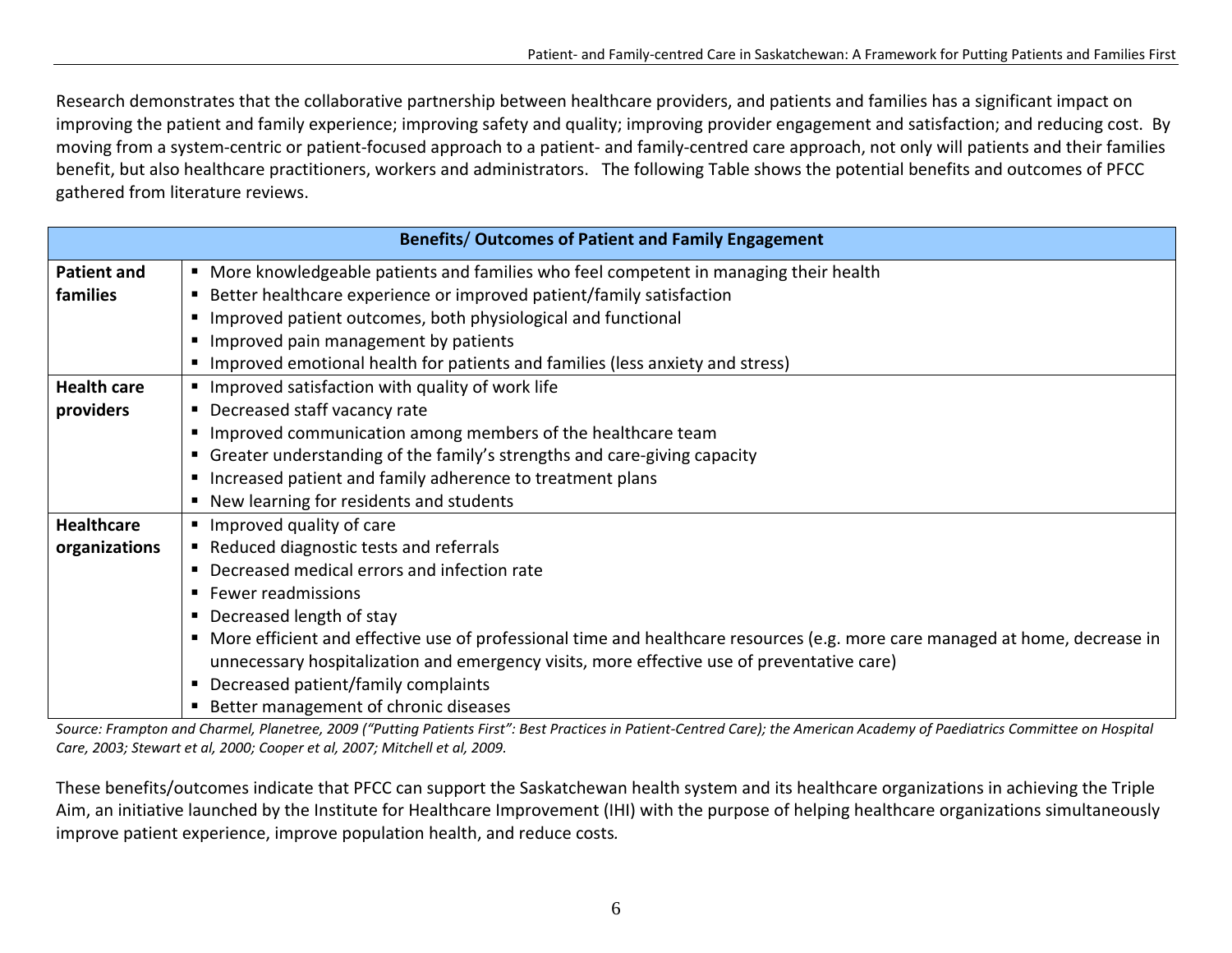Research demonstrates that the collaborative partnership between healthcare providers, and patients and families has a significant impact on improving the patient and family experience; improving safety and quality; improving provider engagement and satisfaction; and reducing cost. By moving from a system-centric or patient-focused approach to a patient- and family-centred care approach, not only will patients and their families benefit, but also healthcare practitioners, workers and administrators. The following Table shows the potential benefits and outcomes of PFCC gathered from literature reviews.

| **Benefits/ Outcomes of Patient and Family Engagement** | |
|---|---|
| **Patient and families** | ▪ More knowledgeable patients and families who feel competent in managing their health<br>▪ Better healthcare experience or improved patient/family satisfaction<br>▪ Improved patient outcomes, both physiological and functional<br>▪ Improved pain management by patients<br>▪ Improved emotional health for patients and families (less anxiety and stress) |
| **Health care providers** | ▪ Improved satisfaction with quality of work life<br>▪ Decreased staff vacancy rate<br>▪ Improved communication among members of the healthcare team<br>▪ Greater understanding of the family's strengths and care-giving capacity<br>▪ Increased patient and family adherence to treatment plans<br>▪ New learning for residents and students |
| **Healthcare organizations** | ▪ Improved quality of care<br>▪ Reduced diagnostic tests and referrals<br>▪ Decreased medical errors and infection rate<br>▪ Fewer readmissions<br>▪ Decreased length of stay<br>▪ More efficient and effective use of professional time and healthcare resources (e.g. more care managed at home, decrease in unnecessary hospitalization and emergency visits, more effective use of preventative care)<br>▪ Decreased patient/family complaints<br>▪ Better management of chronic diseases |

*Source: Frampton and Charmel, Planetree, 2009 ("Putting Patients First": Best Practices in Patient-Centred Care); the American Academy of Paediatrics Committee on Hospital Care, 2003; Stewart et al, 2000; Cooper et al, 2007; Mitchell et al, 2009.*

These benefits/outcomes indicate that PFCC can support the Saskatchewan health system and its healthcare organizations in achieving the Triple Aim, an initiative launched by the Institute for Healthcare Improvement (IHI) with the purpose of helping healthcare organizations simultaneously improve patient experience, improve population health, and reduce costs.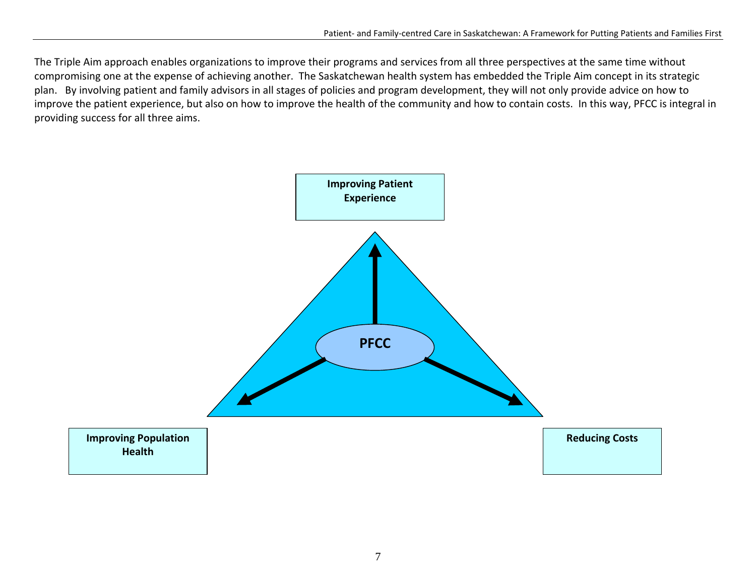The Triple Aim approach enables organizations to improve their programs and services from all three perspectives at the same time without compromising one at the expense of achieving another. The Saskatchewan health system has embedded the Triple Aim concept in its strategic plan. By involving patient and family advisors in all stages of policies and program development, they will not only provide advice on how to improve the patient experience, but also on how to improve the health of the community and how to contain costs. In this way, PFCC is integral in providing success for all three aims.

**Improving Patient Experience**

**PFCC**

**Improving Population Health**

**Reducing Costs**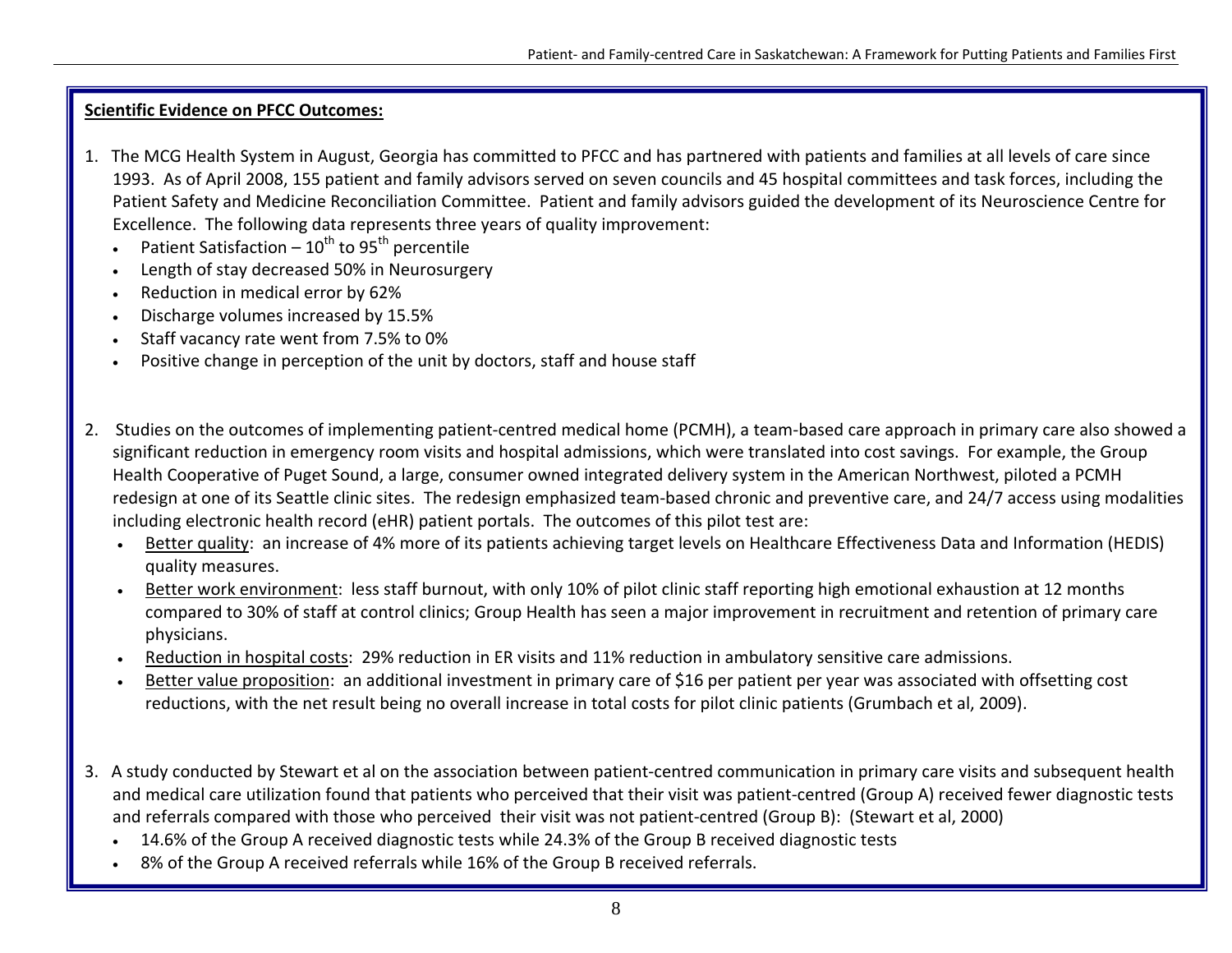**<u>Scientific Evidence on PFCC Outcomes:</u>**

1. The MCG Health System in August, Georgia has committed to PFCC and has partnered with patients and families at all levels of care since 1993. As of April 2008, 155 patient and family advisors served on seven councils and 45 hospital committees and task forces, including the Patient Safety and Medicine Reconciliation Committee. Patient and family advisors guided the development of its Neuroscience Centre for Excellence. The following data represents three years of quality improvement:
   - Patient Satisfaction – $10^{th}$ to $95^{th}$ percentile
   - Length of stay decreased 50% in Neurosurgery
   - Reduction in medical error by 62%
   - Discharge volumes increased by 15.5%
   - Staff vacancy rate went from 7.5% to 0%
   - Positive change in perception of the unit by doctors, staff and house staff

2. Studies on the outcomes of implementing patient-centred medical home (PCMH), a team-based care approach in primary care also showed a significant reduction in emergency room visits and hospital admissions, which were translated into cost savings. For example, the Group Health Cooperative of Puget Sound, a large, consumer owned integrated delivery system in the American Northwest, piloted a PCMH redesign at one of its Seattle clinic sites. The redesign emphasized team-based chronic and preventive care, and 24/7 access using modalities including electronic health record (eHR) patient portals. The outcomes of this pilot test are:
   - <u>Better quality</u>: an increase of 4% more of its patients achieving target levels on Healthcare Effectiveness Data and Information (HEDIS) quality measures.
   - <u>Better work environment</u>: less staff burnout, with only 10% of pilot clinic staff reporting high emotional exhaustion at 12 months compared to 30% of staff at control clinics; Group Health has seen a major improvement in recruitment and retention of primary care physicians.
   - <u>Reduction in hospital costs</u>: 29% reduction in ER visits and 11% reduction in ambulatory sensitive care admissions.
   - <u>Better value proposition</u>: an additional investment in primary care of $16 per patient per year was associated with offsetting cost reductions, with the net result being no overall increase in total costs for pilot clinic patients (Grumbach et al, 2009).

3. A study conducted by Stewart et al on the association between patient-centred communication in primary care visits and subsequent health and medical care utilization found that patients who perceived that their visit was patient-centred (Group A) received fewer diagnostic tests and referrals compared with those who perceived their visit was not patient-centred (Group B): (Stewart et al, 2000)
   - 14.6% of the Group A received diagnostic tests while 24.3% of the Group B received diagnostic tests
   - 8% of the Group A received referrals while 16% of the Group B received referrals.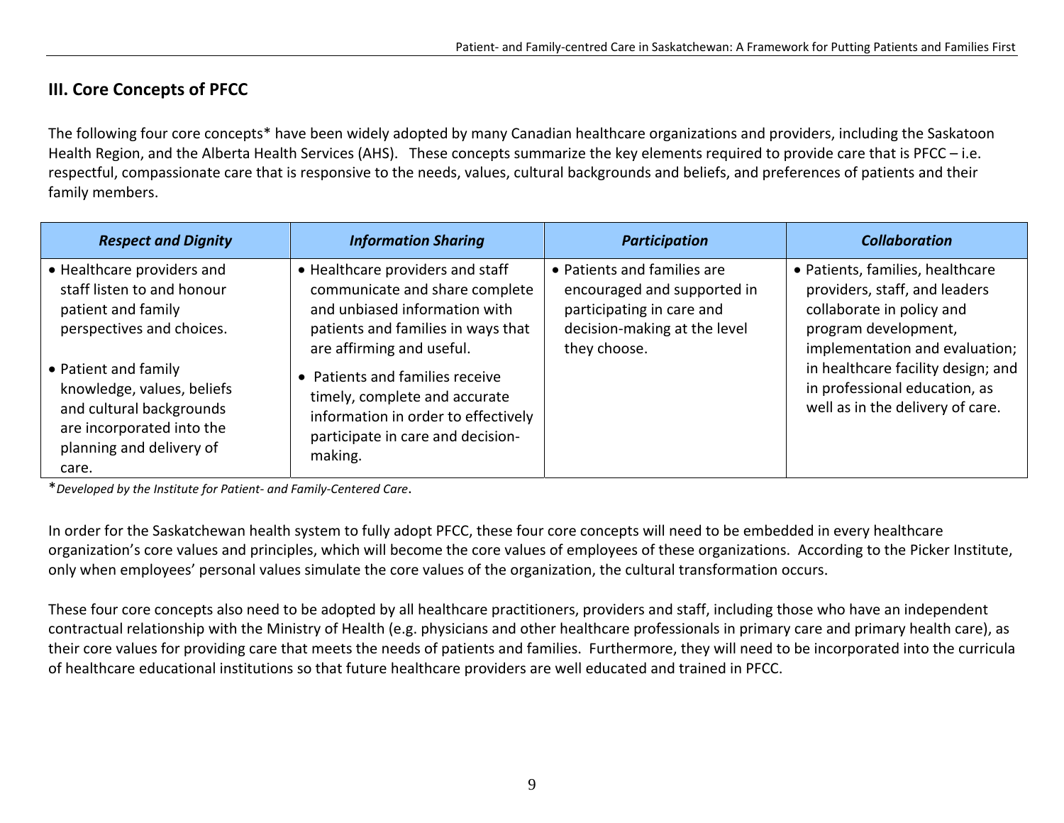## III. Core Concepts of PFCC

The following four core concepts* have been widely adopted by many Canadian healthcare organizations and providers, including the Saskatoon Health Region, and the Alberta Health Services (AHS). These concepts summarize the key elements required to provide care that is PFCC – i.e. respectful, compassionate care that is responsive to the needs, values, cultural backgrounds and beliefs, and preferences of patients and their family members.

| ***Respect and Dignity*** | ***Information Sharing*** | ***Participation*** | ***Collaboration*** |
|---|---|---|---|
| • Healthcare providers and staff listen to and honour patient and family perspectives and choices.<br>• Patient and family knowledge, values, beliefs and cultural backgrounds are incorporated into the planning and delivery of care. | • Healthcare providers and staff communicate and share complete and unbiased information with patients and families in ways that are affirming and useful.<br>• Patients and families receive timely, complete and accurate information in order to effectively participate in care and decision-making. | • Patients and families are encouraged and supported in participating in care and decision-making at the level they choose. | • Patients, families, healthcare providers, staff, and leaders collaborate in policy and program development, implementation and evaluation; in healthcare facility design; and in professional education, as well as in the delivery of care. |

**Developed by the Institute for Patient- and Family-Centered Care*.

In order for the Saskatchewan health system to fully adopt PFCC, these four core concepts will need to be embedded in every healthcare organization's core values and principles, which will become the core values of employees of these organizations. According to the Picker Institute, only when employees' personal values simulate the core values of the organization, the cultural transformation occurs.

These four core concepts also need to be adopted by all healthcare practitioners, providers and staff, including those who have an independent contractual relationship with the Ministry of Health (e.g. physicians and other healthcare professionals in primary care and primary health care), as their core values for providing care that meets the needs of patients and families. Furthermore, they will need to be incorporated into the curricula of healthcare educational institutions so that future healthcare providers are well educated and trained in PFCC.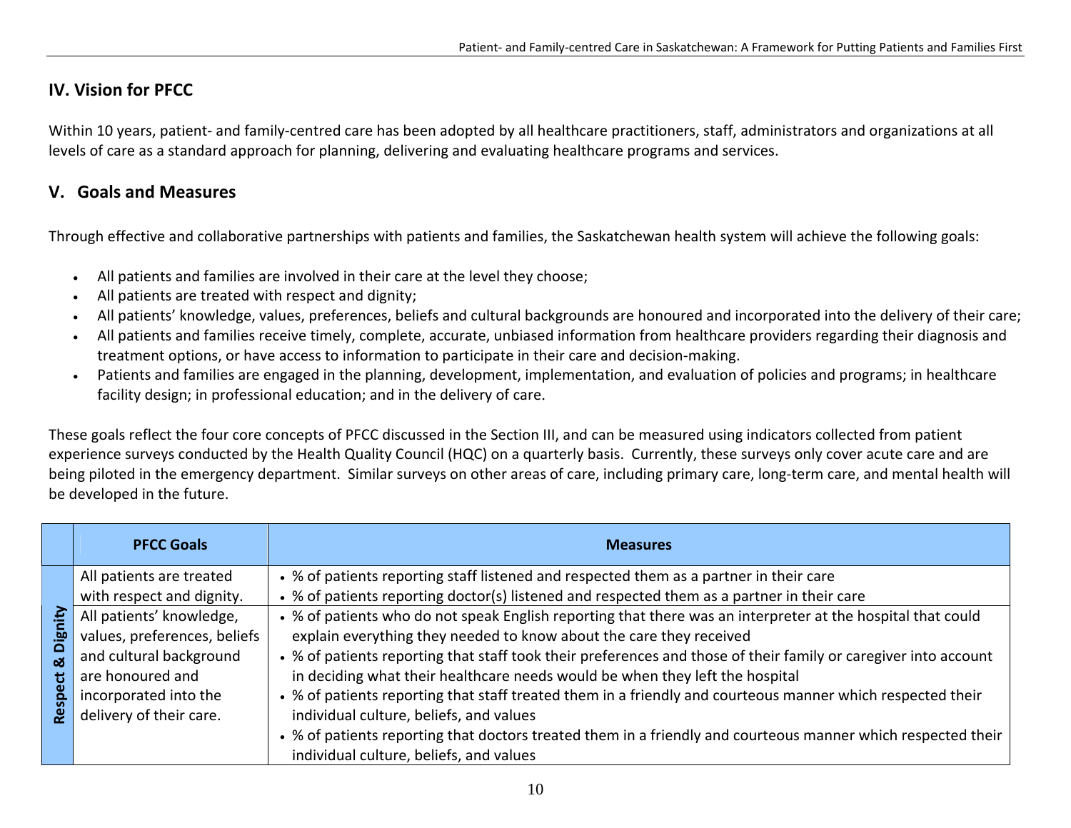## IV. Vision for PFCC

Within 10 years, patient- and family-centred care has been adopted by all healthcare practitioners, staff, administrators and organizations at all levels of care as a standard approach for planning, delivering and evaluating healthcare programs and services.

## V. Goals and Measures

Through effective and collaborative partnerships with patients and families, the Saskatchewan health system will achieve the following goals:

- All patients and families are involved in their care at the level they choose;
- All patients are treated with respect and dignity;
- All patients' knowledge, values, preferences, beliefs and cultural backgrounds are honoured and incorporated into the delivery of their care;
- All patients and families receive timely, complete, accurate, unbiased information from healthcare providers regarding their diagnosis and treatment options, or have access to information to participate in their care and decision-making.
- Patients and families are engaged in the planning, development, implementation, and evaluation of policies and programs; in healthcare facility design; in professional education; and in the delivery of care.

These goals reflect the four core concepts of PFCC discussed in the Section III, and can be measured using indicators collected from patient experience surveys conducted by the Health Quality Council (HQC) on a quarterly basis. Currently, these surveys only cover acute care and are being piloted in the emergency department. Similar surveys on other areas of care, including primary care, long-term care, and mental health will be developed in the future.

| | PFCC Goals | Measures |
|---|---|---|
| Respect & Dignity | All patients are treated with respect and dignity. | • % of patients reporting staff listened and respected them as a partner in their care<br>• % of patients reporting doctor(s) listened and respected them as a partner in their care |
| | All patients' knowledge, values, preferences, beliefs and cultural background are honoured and incorporated into the delivery of their care. | • % of patients who do not speak English reporting that there was an interpreter at the hospital that could explain everything they needed to know about the care they received<br>• % of patients reporting that staff took their preferences and those of their family or caregiver into account in deciding what their healthcare needs would be when they left the hospital<br>• % of patients reporting that staff treated them in a friendly and courteous manner which respected their individual culture, beliefs, and values<br>• % of patients reporting that doctors treated them in a friendly and courteous manner which respected their individual culture, beliefs, and values |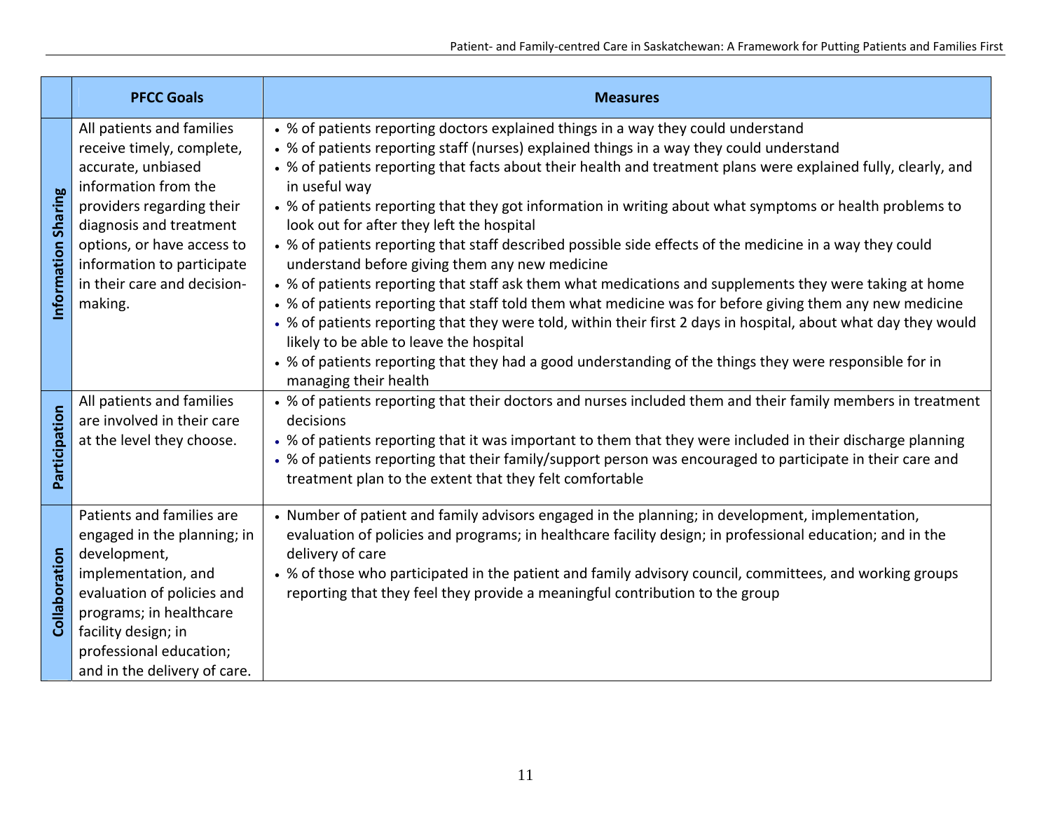| | PFCC Goals | Measures |
|---|---|---|
| **Information Sharing** | All patients and families receive timely, complete, accurate, unbiased information from the providers regarding their diagnosis and treatment options, or have access to information to participate in their care and decision-making. | • % of patients reporting doctors explained things in a way they could understand<br>• % of patients reporting staff (nurses) explained things in a way they could understand<br>• % of patients reporting that facts about their health and treatment plans were explained fully, clearly, and in useful way<br>• % of patients reporting that they got information in writing about what symptoms or health problems to look out for after they left the hospital<br>• % of patients reporting that staff described possible side effects of the medicine in a way they could understand before giving them any new medicine<br>• % of patients reporting that staff ask them what medications and supplements they were taking at home<br>• % of patients reporting that staff told them what medicine was for before giving them any new medicine<br>• % of patients reporting that they were told, within their first 2 days in hospital, about what day they would likely to be able to leave the hospital<br>• % of patients reporting that they had a good understanding of the things they were responsible for in managing their health |
| **Participation** | All patients and families are involved in their care at the level they choose. | • % of patients reporting that their doctors and nurses included them and their family members in treatment decisions<br>• % of patients reporting that it was important to them that they were included in their discharge planning<br>• % of patients reporting that their family/support person was encouraged to participate in their care and treatment plan to the extent that they felt comfortable |
| **Collaboration** | Patients and families are engaged in the planning; in development, implementation, and evaluation of policies and programs; in healthcare facility design; in professional education; and in the delivery of care. | • Number of patient and family advisors engaged in the planning; in development, implementation, evaluation of policies and programs; in healthcare facility design; in professional education; and in the delivery of care<br>• % of those who participated in the patient and family advisory council, committees, and working groups reporting that they feel they provide a meaningful contribution to the group |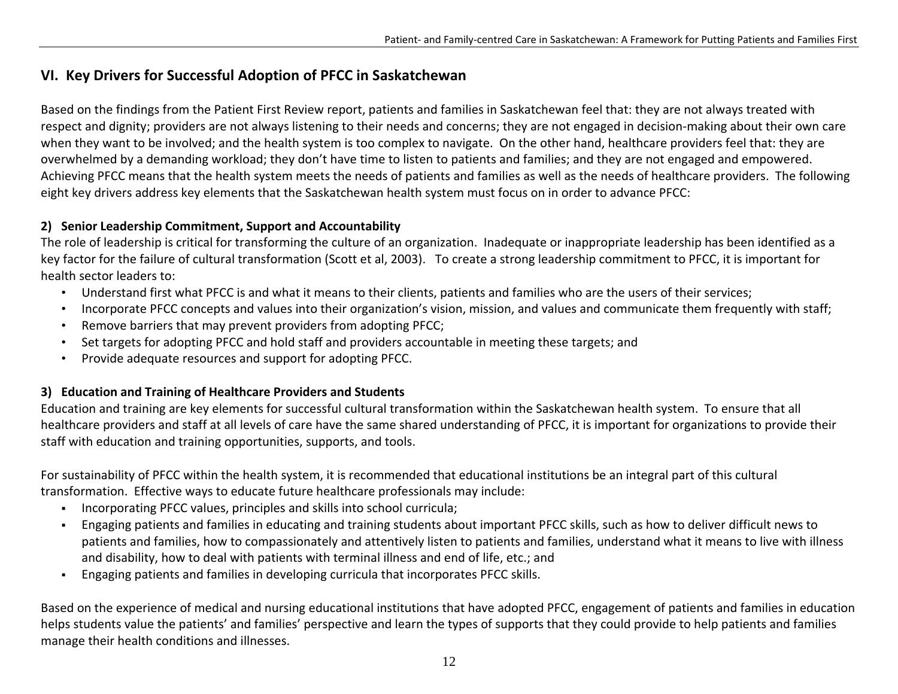## VI. Key Drivers for Successful Adoption of PFCC in Saskatchewan

Based on the findings from the Patient First Review report, patients and families in Saskatchewan feel that: they are not always treated with respect and dignity; providers are not always listening to their needs and concerns; they are not engaged in decision-making about their own care when they want to be involved; and the health system is too complex to navigate. On the other hand, healthcare providers feel that: they are overwhelmed by a demanding workload; they don't have time to listen to patients and families; and they are not engaged and empowered. Achieving PFCC means that the health system meets the needs of patients and families as well as the needs of healthcare providers. The following eight key drivers address key elements that the Saskatchewan health system must focus on in order to advance PFCC:

### 2) Senior Leadership Commitment, Support and Accountability

The role of leadership is critical for transforming the culture of an organization. Inadequate or inappropriate leadership has been identified as a key factor for the failure of cultural transformation (Scott et al, 2003). To create a strong leadership commitment to PFCC, it is important for health sector leaders to:

- Understand first what PFCC is and what it means to their clients, patients and families who are the users of their services;
- Incorporate PFCC concepts and values into their organization's vision, mission, and values and communicate them frequently with staff;
- Remove barriers that may prevent providers from adopting PFCC;
- Set targets for adopting PFCC and hold staff and providers accountable in meeting these targets; and
- Provide adequate resources and support for adopting PFCC.

### 3) Education and Training of Healthcare Providers and Students

Education and training are key elements for successful cultural transformation within the Saskatchewan health system. To ensure that all healthcare providers and staff at all levels of care have the same shared understanding of PFCC, it is important for organizations to provide their staff with education and training opportunities, supports, and tools.

For sustainability of PFCC within the health system, it is recommended that educational institutions be an integral part of this cultural transformation. Effective ways to educate future healthcare professionals may include:

- Incorporating PFCC values, principles and skills into school curricula;
- Engaging patients and families in educating and training students about important PFCC skills, such as how to deliver difficult news to patients and families, how to compassionately and attentively listen to patients and families, understand what it means to live with illness and disability, how to deal with patients with terminal illness and end of life, etc.; and
- Engaging patients and families in developing curricula that incorporates PFCC skills.

Based on the experience of medical and nursing educational institutions that have adopted PFCC, engagement of patients and families in education helps students value the patients' and families' perspective and learn the types of supports that they could provide to help patients and families manage their health conditions and illnesses.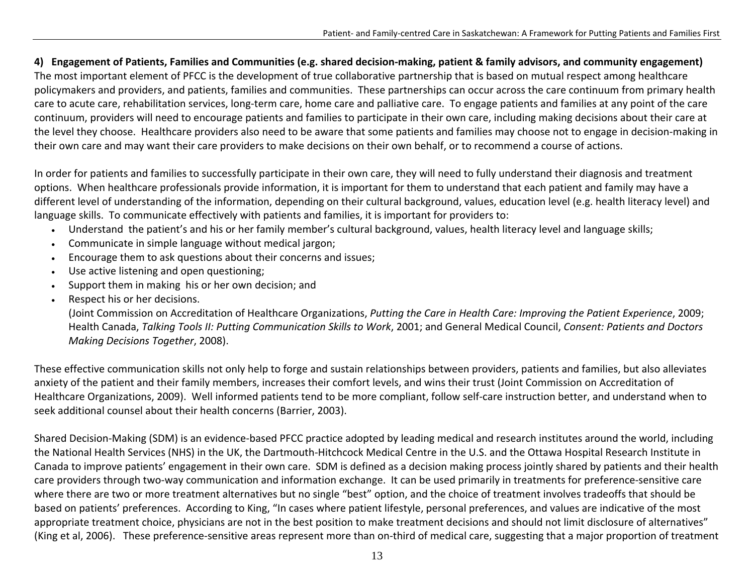**4) Engagement of Patients, Families and Communities (e.g. shared decision-making, patient & family advisors, and community engagement)**

The most important element of PFCC is the development of true collaborative partnership that is based on mutual respect among healthcare policymakers and providers, and patients, families and communities. These partnerships can occur across the care continuum from primary health care to acute care, rehabilitation services, long-term care, home care and palliative care. To engage patients and families at any point of the care continuum, providers will need to encourage patients and families to participate in their own care, including making decisions about their care at the level they choose. Healthcare providers also need to be aware that some patients and families may choose not to engage in decision-making in their own care and may want their care providers to make decisions on their own behalf, or to recommend a course of actions.

In order for patients and families to successfully participate in their own care, they will need to fully understand their diagnosis and treatment options. When healthcare professionals provide information, it is important for them to understand that each patient and family may have a different level of understanding of the information, depending on their cultural background, values, education level (e.g. health literacy level) and language skills. To communicate effectively with patients and families, it is important for providers to:

- Understand the patient's and his or her family member's cultural background, values, health literacy level and language skills;
- Communicate in simple language without medical jargon;
- Encourage them to ask questions about their concerns and issues;
- Use active listening and open questioning;
- Support them in making his or her own decision; and
- Respect his or her decisions.
  (Joint Commission on Accreditation of Healthcare Organizations, *Putting the Care in Health Care: Improving the Patient Experience*, 2009; Health Canada, *Talking Tools II: Putting Communication Skills to Work*, 2001; and General Medical Council, *Consent: Patients and Doctors Making Decisions Together*, 2008).

These effective communication skills not only help to forge and sustain relationships between providers, patients and families, but also alleviates anxiety of the patient and their family members, increases their comfort levels, and wins their trust (Joint Commission on Accreditation of Healthcare Organizations, 2009). Well informed patients tend to be more compliant, follow self-care instruction better, and understand when to seek additional counsel about their health concerns (Barrier, 2003).

Shared Decision-Making (SDM) is an evidence-based PFCC practice adopted by leading medical and research institutes around the world, including the National Health Services (NHS) in the UK, the Dartmouth-Hitchcock Medical Centre in the U.S. and the Ottawa Hospital Research Institute in Canada to improve patients' engagement in their own care. SDM is defined as a decision making process jointly shared by patients and their health care providers through two-way communication and information exchange. It can be used primarily in treatments for preference-sensitive care where there are two or more treatment alternatives but no single "best" option, and the choice of treatment involves tradeoffs that should be based on patients' preferences. According to King, "In cases where patient lifestyle, personal preferences, and values are indicative of the most appropriate treatment choice, physicians are not in the best position to make treatment decisions and should not limit disclosure of alternatives" (King et al, 2006). These preference-sensitive areas represent more than on-third of medical care, suggesting that a major proportion of treatment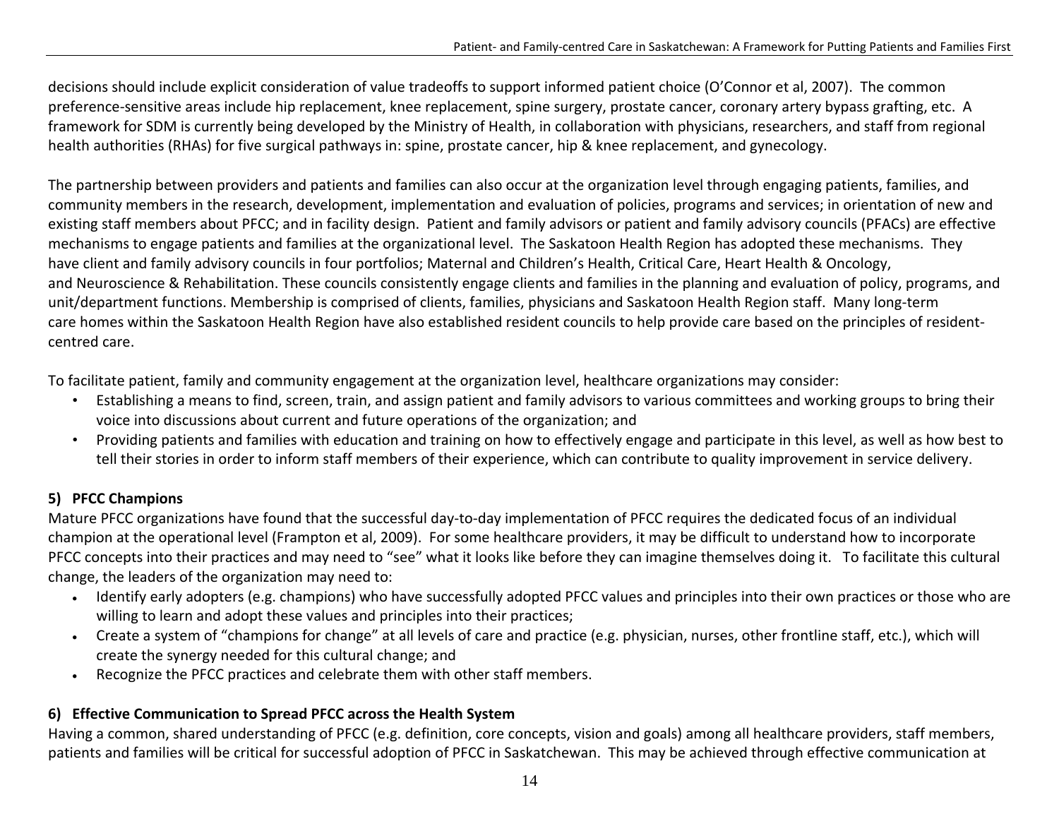decisions should include explicit consideration of value tradeoffs to support informed patient choice (O'Connor et al, 2007). The common preference-sensitive areas include hip replacement, knee replacement, spine surgery, prostate cancer, coronary artery bypass grafting, etc. A framework for SDM is currently being developed by the Ministry of Health, in collaboration with physicians, researchers, and staff from regional health authorities (RHAs) for five surgical pathways in: spine, prostate cancer, hip & knee replacement, and gynecology.

The partnership between providers and patients and families can also occur at the organization level through engaging patients, families, and community members in the research, development, implementation and evaluation of policies, programs and services; in orientation of new and existing staff members about PFCC; and in facility design. Patient and family advisors or patient and family advisory councils (PFACs) are effective mechanisms to engage patients and families at the organizational level. The Saskatoon Health Region has adopted these mechanisms. They have client and family advisory councils in four portfolios; Maternal and Children's Health, Critical Care, Heart Health & Oncology, and Neuroscience & Rehabilitation. These councils consistently engage clients and families in the planning and evaluation of policy, programs, and unit/department functions. Membership is comprised of clients, families, physicians and Saskatoon Health Region staff. Many long-term care homes within the Saskatoon Health Region have also established resident councils to help provide care based on the principles of resident-centred care.

To facilitate patient, family and community engagement at the organization level, healthcare organizations may consider:

- Establishing a means to find, screen, train, and assign patient and family advisors to various committees and working groups to bring their voice into discussions about current and future operations of the organization; and
- Providing patients and families with education and training on how to effectively engage and participate in this level, as well as how best to tell their stories in order to inform staff members of their experience, which can contribute to quality improvement in service delivery.

### 5) PFCC Champions

Mature PFCC organizations have found that the successful day-to-day implementation of PFCC requires the dedicated focus of an individual champion at the operational level (Frampton et al, 2009). For some healthcare providers, it may be difficult to understand how to incorporate PFCC concepts into their practices and may need to "see" what it looks like before they can imagine themselves doing it. To facilitate this cultural change, the leaders of the organization may need to:

- Identify early adopters (e.g. champions) who have successfully adopted PFCC values and principles into their own practices or those who are willing to learn and adopt these values and principles into their practices;
- Create a system of "champions for change" at all levels of care and practice (e.g. physician, nurses, other frontline staff, etc.), which will create the synergy needed for this cultural change; and
- Recognize the PFCC practices and celebrate them with other staff members.

### 6) Effective Communication to Spread PFCC across the Health System

Having a common, shared understanding of PFCC (e.g. definition, core concepts, vision and goals) among all healthcare providers, staff members, patients and families will be critical for successful adoption of PFCC in Saskatchewan. This may be achieved through effective communication at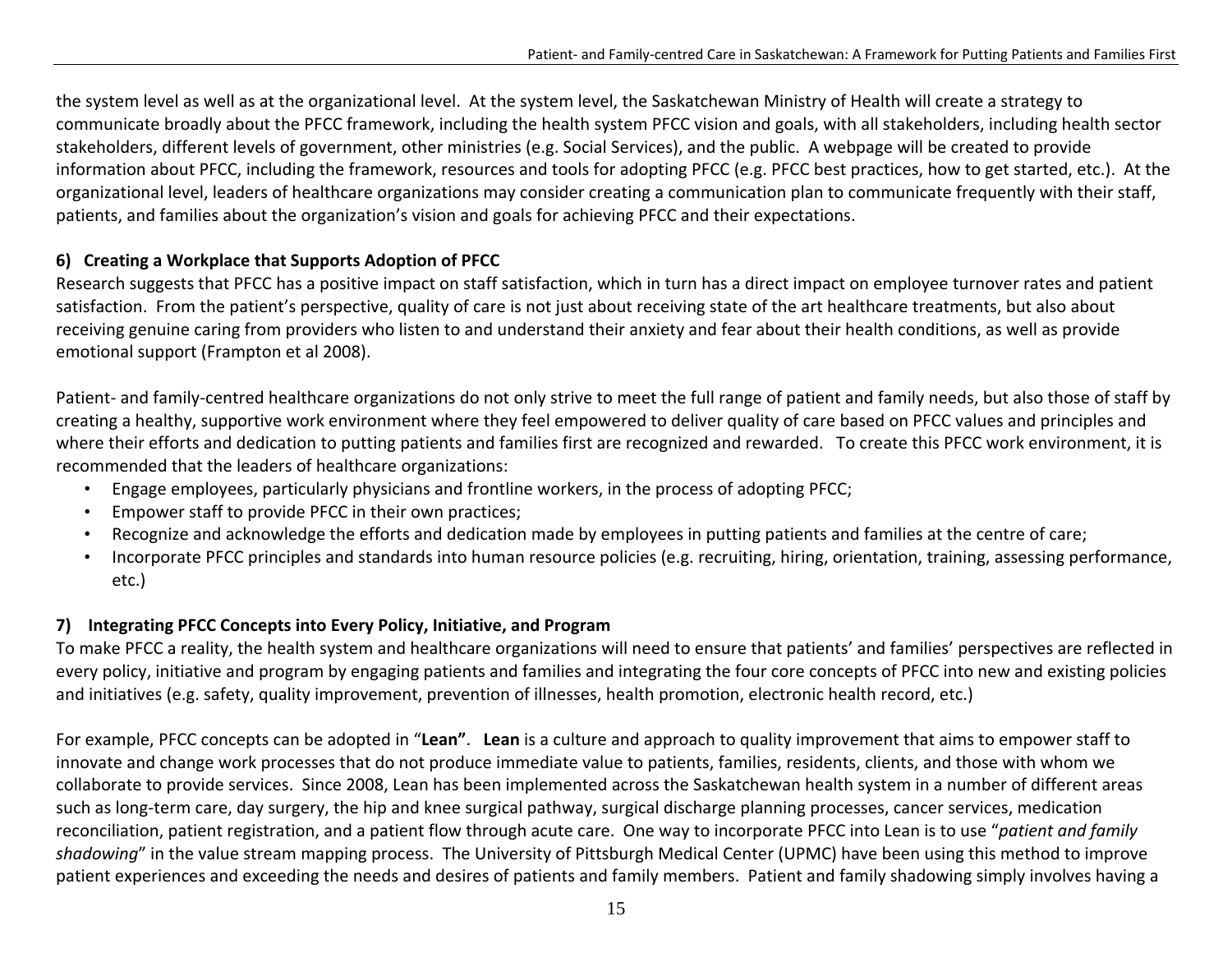the system level as well as at the organizational level. At the system level, the Saskatchewan Ministry of Health will create a strategy to communicate broadly about the PFCC framework, including the health system PFCC vision and goals, with all stakeholders, including health sector stakeholders, different levels of government, other ministries (e.g. Social Services), and the public. A webpage will be created to provide information about PFCC, including the framework, resources and tools for adopting PFCC (e.g. PFCC best practices, how to get started, etc.). At the organizational level, leaders of healthcare organizations may consider creating a communication plan to communicate frequently with their staff, patients, and families about the organization's vision and goals for achieving PFCC and their expectations.

**6) Creating a Workplace that Supports Adoption of PFCC**

Research suggests that PFCC has a positive impact on staff satisfaction, which in turn has a direct impact on employee turnover rates and patient satisfaction. From the patient's perspective, quality of care is not just about receiving state of the art healthcare treatments, but also about receiving genuine caring from providers who listen to and understand their anxiety and fear about their health conditions, as well as provide emotional support (Frampton et al 2008).

Patient- and family-centred healthcare organizations do not only strive to meet the full range of patient and family needs, but also those of staff by creating a healthy, supportive work environment where they feel empowered to deliver quality of care based on PFCC values and principles and where their efforts and dedication to putting patients and families first are recognized and rewarded. To create this PFCC work environment, it is recommended that the leaders of healthcare organizations:

- Engage employees, particularly physicians and frontline workers, in the process of adopting PFCC;
- Empower staff to provide PFCC in their own practices;
- Recognize and acknowledge the efforts and dedication made by employees in putting patients and families at the centre of care;
- Incorporate PFCC principles and standards into human resource policies (e.g. recruiting, hiring, orientation, training, assessing performance, etc.)

**7) Integrating PFCC Concepts into Every Policy, Initiative, and Program**

To make PFCC a reality, the health system and healthcare organizations will need to ensure that patients' and families' perspectives are reflected in every policy, initiative and program by engaging patients and families and integrating the four core concepts of PFCC into new and existing policies and initiatives (e.g. safety, quality improvement, prevention of illnesses, health promotion, electronic health record, etc.)

For example, PFCC concepts can be adopted in "**Lean"**. **Lean** is a culture and approach to quality improvement that aims to empower staff to innovate and change work processes that do not produce immediate value to patients, families, residents, clients, and those with whom we collaborate to provide services. Since 2008, Lean has been implemented across the Saskatchewan health system in a number of different areas such as long-term care, day surgery, the hip and knee surgical pathway, surgical discharge planning processes, cancer services, medication reconciliation, patient registration, and a patient flow through acute care. One way to incorporate PFCC into Lean is to use "*patient and family shadowing*" in the value stream mapping process. The University of Pittsburgh Medical Center (UPMC) have been using this method to improve patient experiences and exceeding the needs and desires of patients and family members. Patient and family shadowing simply involves having a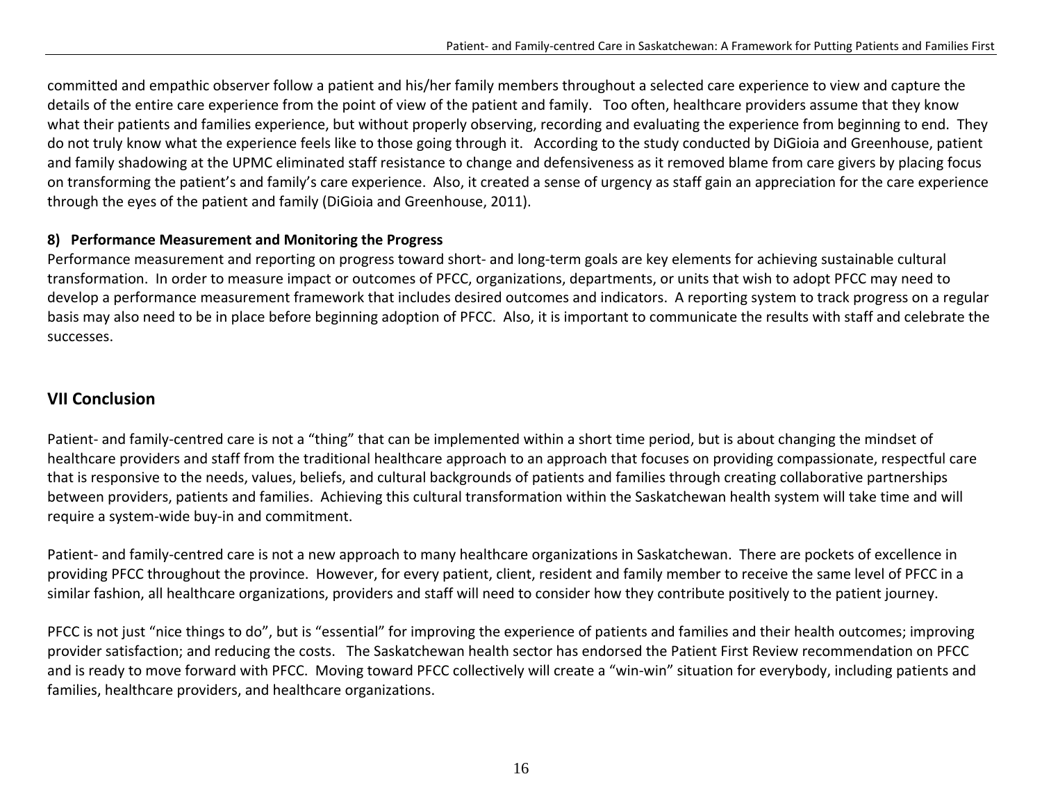committed and empathic observer follow a patient and his/her family members throughout a selected care experience to view and capture the details of the entire care experience from the point of view of the patient and family.   Too often, healthcare providers assume that they know what their patients and families experience, but without properly observing, recording and evaluating the experience from beginning to end.  They do not truly know what the experience feels like to those going through it.   According to the study conducted by DiGioia and Greenhouse, patient and family shadowing at the UPMC eliminated staff resistance to change and defensiveness as it removed blame from care givers by placing focus on transforming the patient's and family's care experience.  Also, it created a sense of urgency as staff gain an appreciation for the care experience through the eyes of the patient and family (DiGioia and Greenhouse, 2011).

**8)  Performance Measurement and Monitoring the Progress**

Performance measurement and reporting on progress toward short- and long-term goals are key elements for achieving sustainable cultural transformation.  In order to measure impact or outcomes of PFCC, organizations, departments, or units that wish to adopt PFCC may need to develop a performance measurement framework that includes desired outcomes and indicators.  A reporting system to track progress on a regular basis may also need to be in place before beginning adoption of PFCC.  Also, it is important to communicate the results with staff and celebrate the successes.

## VII Conclusion

Patient- and family-centred care is not a "thing" that can be implemented within a short time period, but is about changing the mindset of healthcare providers and staff from the traditional healthcare approach to an approach that focuses on providing compassionate, respectful care that is responsive to the needs, values, beliefs, and cultural backgrounds of patients and families through creating collaborative partnerships between providers, patients and families.  Achieving this cultural transformation within the Saskatchewan health system will take time and will require a system-wide buy-in and commitment.

Patient- and family-centred care is not a new approach to many healthcare organizations in Saskatchewan.  There are pockets of excellence in providing PFCC throughout the province.  However, for every patient, client, resident and family member to receive the same level of PFCC in a similar fashion, all healthcare organizations, providers and staff will need to consider how they contribute positively to the patient journey.

PFCC is not just "nice things to do", but is "essential" for improving the experience of patients and families and their health outcomes; improving provider satisfaction; and reducing the costs.   The Saskatchewan health sector has endorsed the Patient First Review recommendation on PFCC and is ready to move forward with PFCC.  Moving toward PFCC collectively will create a "win-win" situation for everybody, including patients and families, healthcare providers, and healthcare organizations.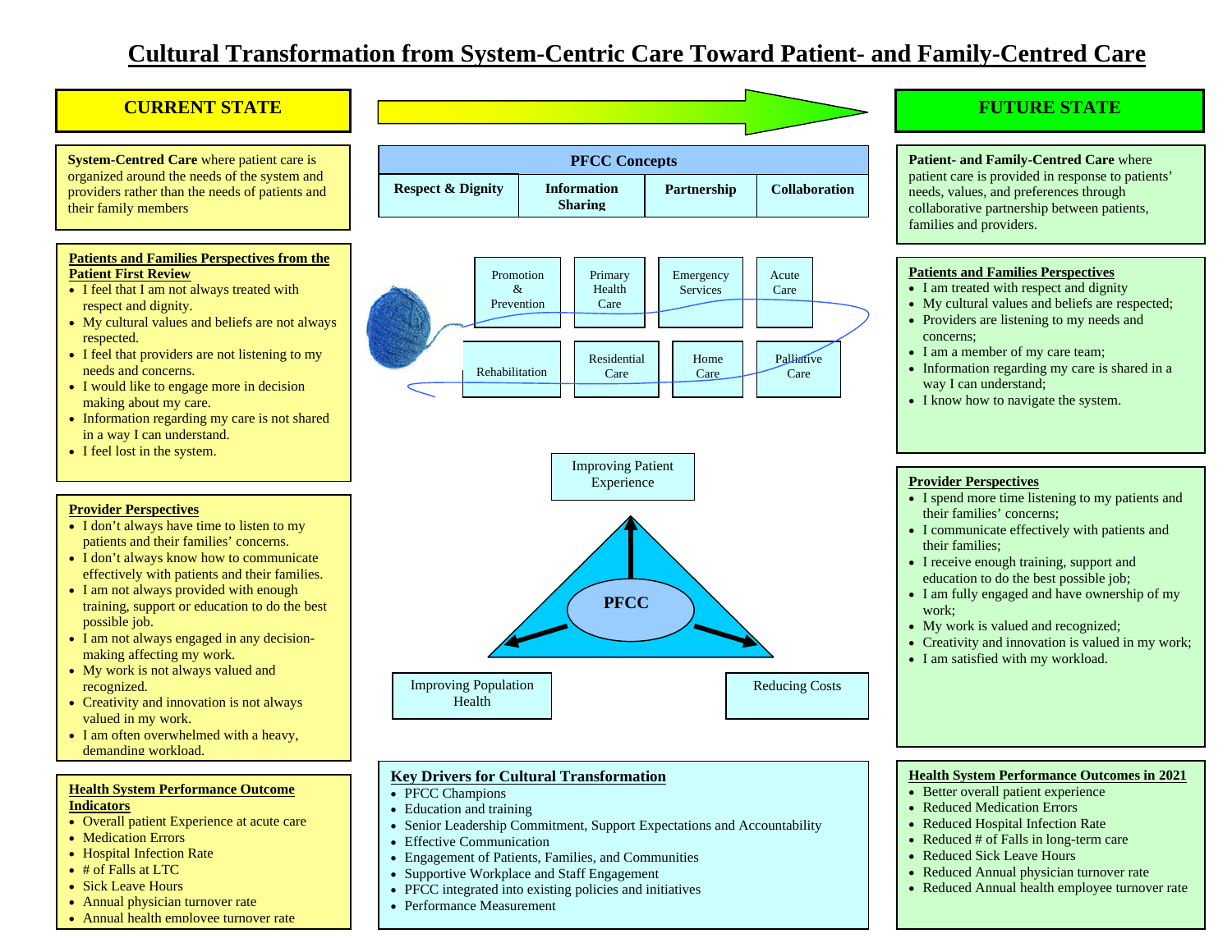# Cultural Transformation from System-Centric Care Toward Patient- and Family-Centred Care

## CURRENT STATE

**System-Centred Care** where patient care is organized around the needs of the system and providers rather than the needs of patients and their family members

**Patients and Families Perspectives from the Patient First Review**

- I feel that I am not always treated with respect and dignity.
- My cultural values and beliefs are not always respected.
- I feel that providers are not listening to my needs and concerns.
- I would like to engage more in decision making about my care.
- Information regarding my care is not shared in a way I can understand.
- I feel lost in the system.

**Provider Perspectives**

- I don't always have time to listen to my patients and their families' concerns.
- I don't always know how to communicate effectively with patients and their families.
- I am not always provided with enough training, support or education to do the best possible job.
- I am not always engaged in any decision-making affecting my work.
- My work is not always valued and recognized.
- Creativity and innovation is not always valued in my work.
- I am often overwhelmed with a heavy, demanding workload.

**Health System Performance Outcome Indicators**

- Overall patient Experience at acute care
- Medication Errors
- Hospital Infection Rate
- # of Falls at LTC
- Sick Leave Hours
- Annual physician turnover rate
- Annual health employee turnover rate

## PFCC Concepts

| Respect & Dignity | Information Sharing | Partnership | Collaboration |
|---|---|---|---|

Promotion & Prevention | Primary Health Care | Emergency Services | Acute Care

Rehabilitation | Residential Care | Home Care | Palliative Care

Improving Patient Experience

PFCC

Improving Population Health

Reducing Costs

**Key Drivers for Cultural Transformation**

- PFCC Champions
- Education and training
- Senior Leadership Commitment, Support Expectations and Accountability
- Effective Communication
- Engagement of Patients, Families, and Communities
- Supportive Workplace and Staff Engagement
- PFCC integrated into existing policies and initiatives
- Performance Measurement

## FUTURE STATE

**Patient- and Family-Centred Care** where patient care is provided in response to patients' needs, values, and preferences through collaborative partnership between patients, families and providers.

**Patients and Families Perspectives**

- I am treated with respect and dignity
- My cultural values and beliefs are respected;
- Providers are listening to my needs and concerns;
- I am a member of my care team;
- Information regarding my care is shared in a way I can understand;
- I know how to navigate the system.

**Provider Perspectives**

- I spend more time listening to my patients and their families' concerns;
- I communicate effectively with patients and their families;
- I receive enough training, support and education to do the best possible job;
- I am fully engaged and have ownership of my work;
- My work is valued and recognized;
- Creativity and innovation is valued in my work;
- I am satisfied with my workload.

**Health System Performance Outcomes in 2021**

- Better overall patient experience
- Reduced Medication Errors
- Reduced Hospital Infection Rate
- Reduced # of Falls in long-term care
- Reduced Sick Leave Hours
- Reduced Annual physician turnover rate
- Reduced Annual health employee turnover rate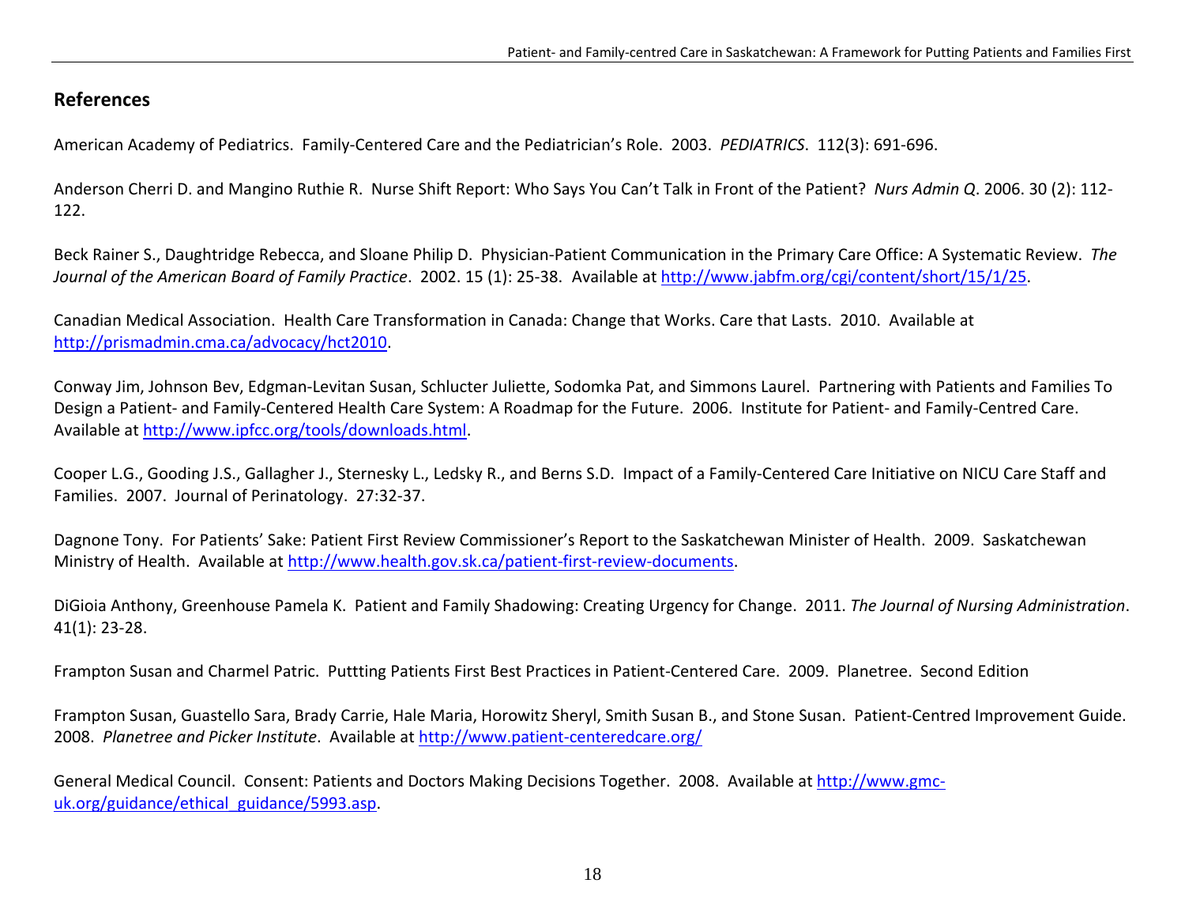## References

American Academy of Pediatrics. Family-Centered Care and the Pediatrician's Role. 2003. *PEDIATRICS*. 112(3): 691-696.

Anderson Cherri D. and Mangino Ruthie R. Nurse Shift Report: Who Says You Can't Talk in Front of the Patient? *Nurs Admin Q*. 2006. 30 (2): 112-122.

Beck Rainer S., Daughtridge Rebecca, and Sloane Philip D. Physician-Patient Communication in the Primary Care Office: A Systematic Review. *The Journal of the American Board of Family Practice*. 2002. 15 (1): 25-38. Available at http://www.jabfm.org/cgi/content/short/15/1/25.

Canadian Medical Association. Health Care Transformation in Canada: Change that Works. Care that Lasts. 2010. Available at http://prismadmin.cma.ca/advocacy/hct2010.

Conway Jim, Johnson Bev, Edgman-Levitan Susan, Schlucter Juliette, Sodomka Pat, and Simmons Laurel. Partnering with Patients and Families To Design a Patient- and Family-Centered Health Care System: A Roadmap for the Future. 2006. Institute for Patient- and Family-Centred Care. Available at http://www.ipfcc.org/tools/downloads.html.

Cooper L.G., Gooding J.S., Gallagher J., Sternesky L., Ledsky R., and Berns S.D. Impact of a Family-Centered Care Initiative on NICU Care Staff and Families. 2007. Journal of Perinatology. 27:32-37.

Dagnone Tony. For Patients' Sake: Patient First Review Commissioner's Report to the Saskatchewan Minister of Health. 2009. Saskatchewan Ministry of Health. Available at http://www.health.gov.sk.ca/patient-first-review-documents.

DiGioia Anthony, Greenhouse Pamela K. Patient and Family Shadowing: Creating Urgency for Change. 2011. *The Journal of Nursing Administration*. 41(1): 23-28.

Frampton Susan and Charmel Patric. Puttting Patients First Best Practices in Patient-Centered Care. 2009. Planetree. Second Edition

Frampton Susan, Guastello Sara, Brady Carrie, Hale Maria, Horowitz Sheryl, Smith Susan B., and Stone Susan. Patient-Centred Improvement Guide. 2008. *Planetree and Picker Institute*. Available at http://www.patient-centeredcare.org/

General Medical Council. Consent: Patients and Doctors Making Decisions Together. 2008. Available at http://www.gmc-uk.org/guidance/ethical_guidance/5993.asp.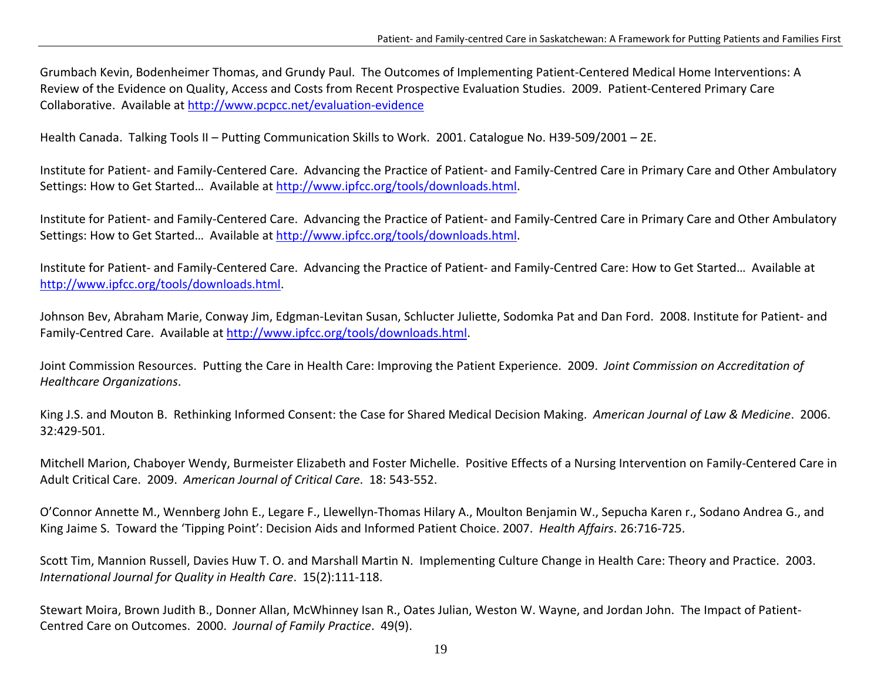Grumbach Kevin, Bodenheimer Thomas, and Grundy Paul. The Outcomes of Implementing Patient-Centered Medical Home Interventions: A Review of the Evidence on Quality, Access and Costs from Recent Prospective Evaluation Studies. 2009. Patient-Centered Primary Care Collaborative. Available at http://www.pcpcc.net/evaluation-evidence

Health Canada. Talking Tools II – Putting Communication Skills to Work. 2001. Catalogue No. H39-509/2001 – 2E.

Institute for Patient- and Family-Centered Care. Advancing the Practice of Patient- and Family-Centred Care in Primary Care and Other Ambulatory Settings: How to Get Started… Available at http://www.ipfcc.org/tools/downloads.html.

Institute for Patient- and Family-Centered Care. Advancing the Practice of Patient- and Family-Centred Care in Primary Care and Other Ambulatory Settings: How to Get Started… Available at http://www.ipfcc.org/tools/downloads.html.

Institute for Patient- and Family-Centered Care. Advancing the Practice of Patient- and Family-Centred Care: How to Get Started… Available at http://www.ipfcc.org/tools/downloads.html.

Johnson Bev, Abraham Marie, Conway Jim, Edgman-Levitan Susan, Schlucter Juliette, Sodomka Pat and Dan Ford. 2008. Institute for Patient- and Family-Centred Care. Available at http://www.ipfcc.org/tools/downloads.html.

Joint Commission Resources. Putting the Care in Health Care: Improving the Patient Experience. 2009. *Joint Commission on Accreditation of Healthcare Organizations*.

King J.S. and Mouton B. Rethinking Informed Consent: the Case for Shared Medical Decision Making. *American Journal of Law & Medicine*. 2006. 32:429-501.

Mitchell Marion, Chaboyer Wendy, Burmeister Elizabeth and Foster Michelle. Positive Effects of a Nursing Intervention on Family-Centered Care in Adult Critical Care. 2009. *American Journal of Critical Care*. 18: 543-552.

O'Connor Annette M., Wennberg John E., Legare F., Llewellyn-Thomas Hilary A., Moulton Benjamin W., Sepucha Karen r., Sodano Andrea G., and King Jaime S. Toward the 'Tipping Point': Decision Aids and Informed Patient Choice. 2007. *Health Affairs*. 26:716-725.

Scott Tim, Mannion Russell, Davies Huw T. O. and Marshall Martin N. Implementing Culture Change in Health Care: Theory and Practice. 2003. *International Journal for Quality in Health Care*. 15(2):111-118.

Stewart Moira, Brown Judith B., Donner Allan, McWhinney Isan R., Oates Julian, Weston W. Wayne, and Jordan John. The Impact of Patient-Centred Care on Outcomes. 2000. *Journal of Family Practice*. 49(9).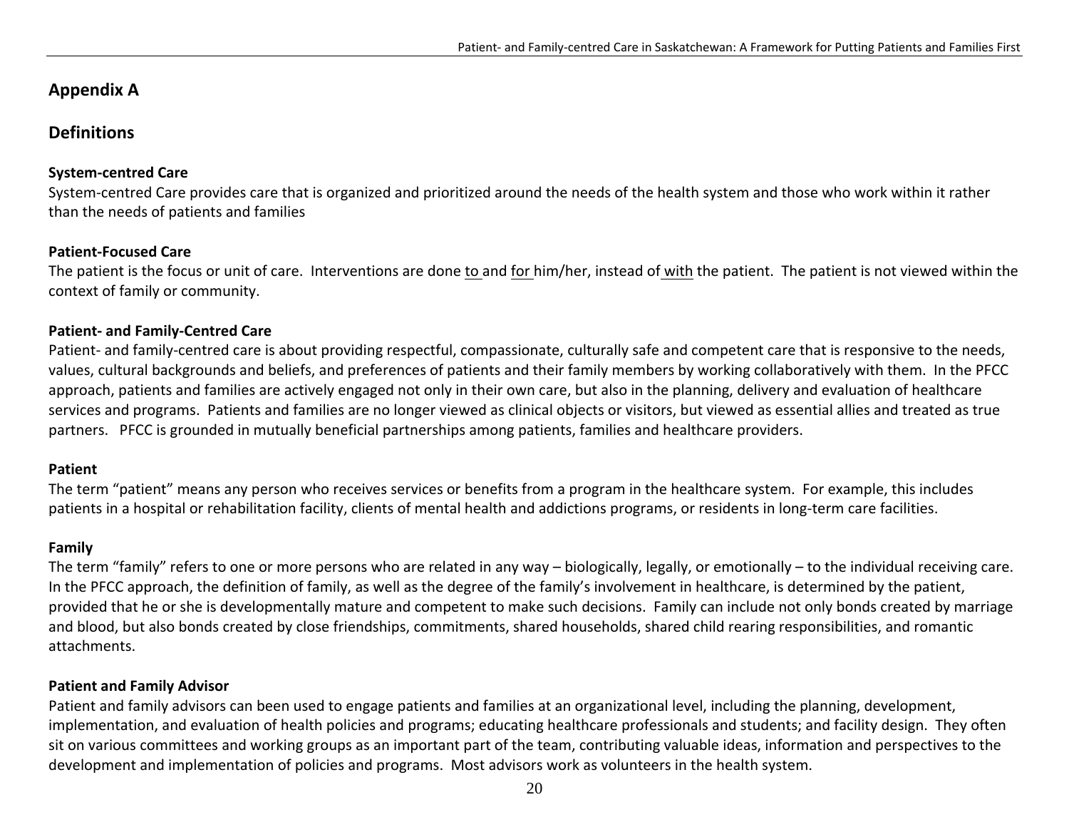## Appendix A

## Definitions

### System-centred Care

System-centred Care provides care that is organized and prioritized around the needs of the health system and those who work within it rather than the needs of patients and families

### Patient-Focused Care

The patient is the focus or unit of care. Interventions are done <u>to</u> and <u>for</u> him/her, instead of <u>with</u> the patient. The patient is not viewed within the context of family or community.

### Patient- and Family-Centred Care

Patient- and family-centred care is about providing respectful, compassionate, culturally safe and competent care that is responsive to the needs, values, cultural backgrounds and beliefs, and preferences of patients and their family members by working collaboratively with them. In the PFCC approach, patients and families are actively engaged not only in their own care, but also in the planning, delivery and evaluation of healthcare services and programs. Patients and families are no longer viewed as clinical objects or visitors, but viewed as essential allies and treated as true partners. PFCC is grounded in mutually beneficial partnerships among patients, families and healthcare providers.

### Patient

The term "patient" means any person who receives services or benefits from a program in the healthcare system. For example, this includes patients in a hospital or rehabilitation facility, clients of mental health and addictions programs, or residents in long-term care facilities.

### Family

The term "family" refers to one or more persons who are related in any way – biologically, legally, or emotionally – to the individual receiving care. In the PFCC approach, the definition of family, as well as the degree of the family's involvement in healthcare, is determined by the patient, provided that he or she is developmentally mature and competent to make such decisions. Family can include not only bonds created by marriage and blood, but also bonds created by close friendships, commitments, shared households, shared child rearing responsibilities, and romantic attachments.

### Patient and Family Advisor

Patient and family advisors can been used to engage patients and families at an organizational level, including the planning, development, implementation, and evaluation of health policies and programs; educating healthcare professionals and students; and facility design. They often sit on various committees and working groups as an important part of the team, contributing valuable ideas, information and perspectives to the development and implementation of policies and programs. Most advisors work as volunteers in the health system.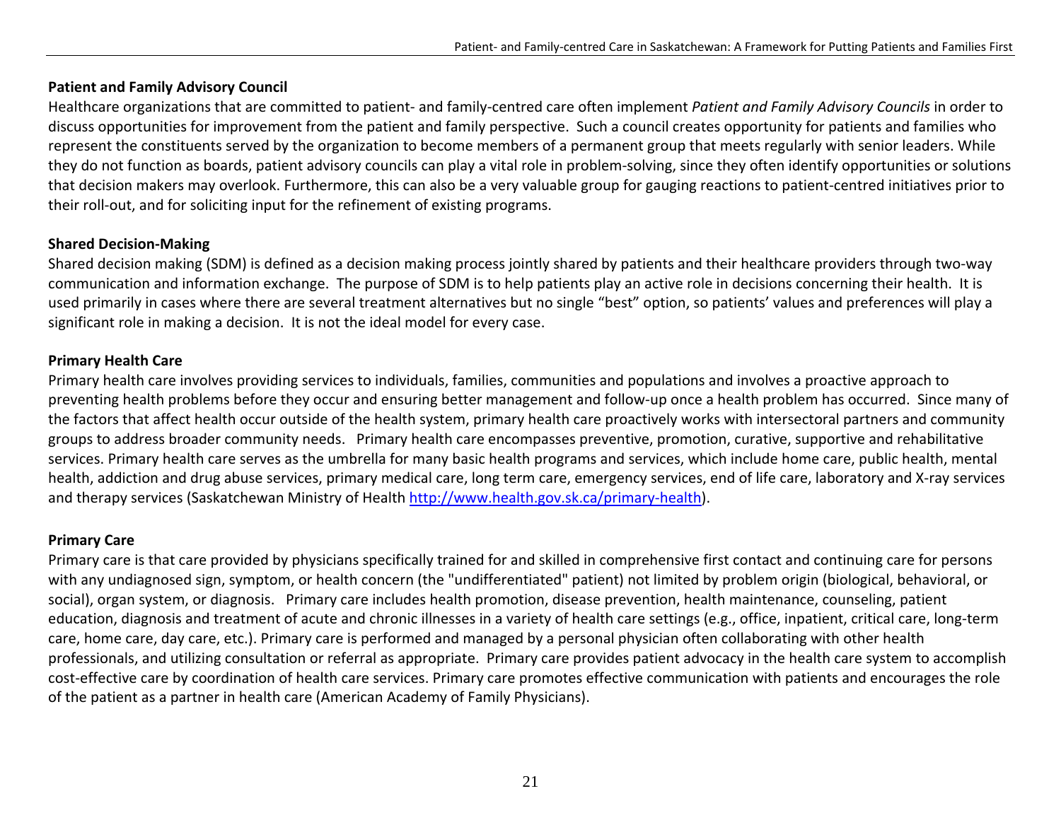**Patient and Family Advisory Council**

Healthcare organizations that are committed to patient- and family-centred care often implement *Patient and Family Advisory Councils* in order to discuss opportunities for improvement from the patient and family perspective. Such a council creates opportunity for patients and families who represent the constituents served by the organization to become members of a permanent group that meets regularly with senior leaders. While they do not function as boards, patient advisory councils can play a vital role in problem-solving, since they often identify opportunities or solutions that decision makers may overlook. Furthermore, this can also be a very valuable group for gauging reactions to patient-centred initiatives prior to their roll-out, and for soliciting input for the refinement of existing programs.

**Shared Decision-Making**

Shared decision making (SDM) is defined as a decision making process jointly shared by patients and their healthcare providers through two-way communication and information exchange. The purpose of SDM is to help patients play an active role in decisions concerning their health. It is used primarily in cases where there are several treatment alternatives but no single "best" option, so patients' values and preferences will play a significant role in making a decision. It is not the ideal model for every case.

**Primary Health Care**

Primary health care involves providing services to individuals, families, communities and populations and involves a proactive approach to preventing health problems before they occur and ensuring better management and follow-up once a health problem has occurred. Since many of the factors that affect health occur outside of the health system, primary health care proactively works with intersectoral partners and community groups to address broader community needs. Primary health care encompasses preventive, promotion, curative, supportive and rehabilitative services. Primary health care serves as the umbrella for many basic health programs and services, which include home care, public health, mental health, addiction and drug abuse services, primary medical care, long term care, emergency services, end of life care, laboratory and X-ray services and therapy services (Saskatchewan Ministry of Health http://www.health.gov.sk.ca/primary-health).

**Primary Care**

Primary care is that care provided by physicians specifically trained for and skilled in comprehensive first contact and continuing care for persons with any undiagnosed sign, symptom, or health concern (the "undifferentiated" patient) not limited by problem origin (biological, behavioral, or social), organ system, or diagnosis. Primary care includes health promotion, disease prevention, health maintenance, counseling, patient education, diagnosis and treatment of acute and chronic illnesses in a variety of health care settings (e.g., office, inpatient, critical care, long-term care, home care, day care, etc.). Primary care is performed and managed by a personal physician often collaborating with other health professionals, and utilizing consultation or referral as appropriate. Primary care provides patient advocacy in the health care system to accomplish cost-effective care by coordination of health care services. Primary care promotes effective communication with patients and encourages the role of the patient as a partner in health care (American Academy of Family Physicians).